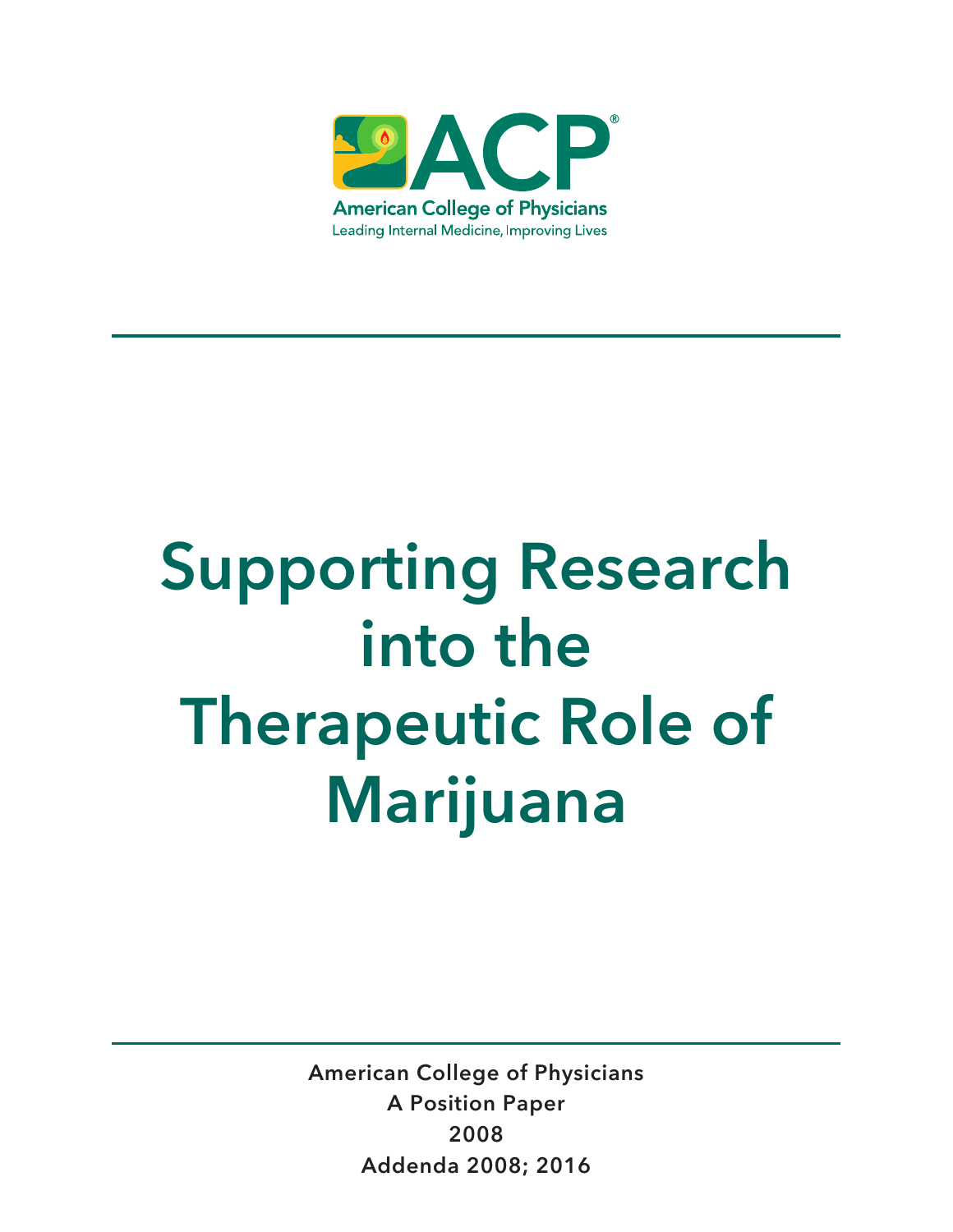ACP®

American College of Physicians

Leading Internal Medicine, Improving Lives

# Supporting Research into the Therapeutic Role of Marijuana

American College of Physicians

A Position Paper

2008

Addenda 2008; 2016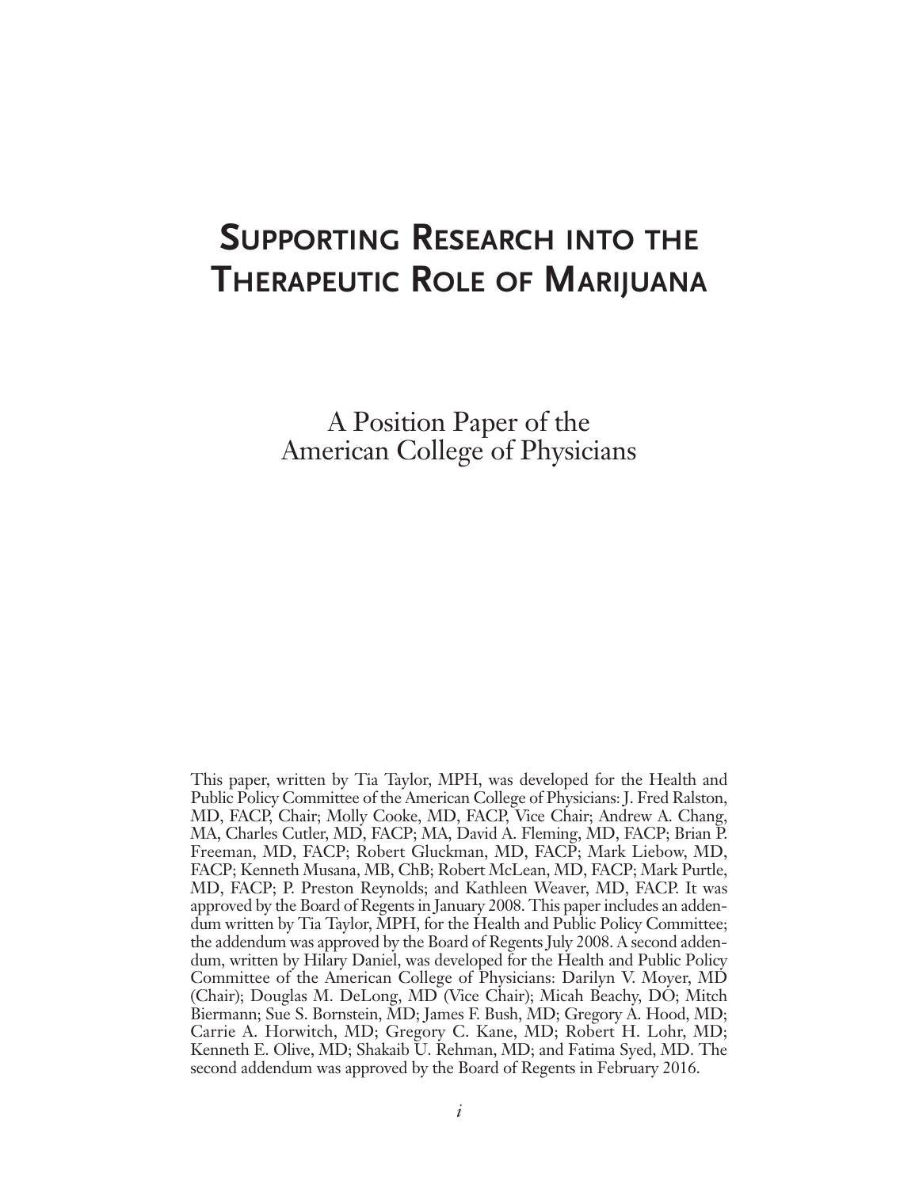# Supporting Research into the Therapeutic Role of Marijuana

A Position Paper of the
American College of Physicians

This paper, written by Tia Taylor, MPH, was developed for the Health and Public Policy Committee of the American College of Physicians: J. Fred Ralston, MD, FACP, Chair; Molly Cooke, MD, FACP, Vice Chair; Andrew A. Chang, MA, Charles Cutler, MD, FACP; MA, David A. Fleming, MD, FACP; Brian P. Freeman, MD, FACP; Robert Gluckman, MD, FACP; Mark Liebow, MD, FACP; Kenneth Musana, MB, ChB; Robert McLean, MD, FACP; Mark Purtle, MD, FACP; P. Preston Reynolds; and Kathleen Weaver, MD, FACP. It was approved by the Board of Regents in January 2008. This paper includes an addendum written by Tia Taylor, MPH, for the Health and Public Policy Committee; the addendum was approved by the Board of Regents July 2008. A second addendum, written by Hilary Daniel, was developed for the Health and Public Policy Committee of the American College of Physicians: Darilyn V. Moyer, MD (Chair); Douglas M. DeLong, MD (Vice Chair); Micah Beachy, DO; Mitch Biermann; Sue S. Bornstein, MD; James F. Bush, MD; Gregory A. Hood, MD; Carrie A. Horwitch, MD; Gregory C. Kane, MD; Robert H. Lohr, MD; Kenneth E. Olive, MD; Shakaib U. Rehman, MD; and Fatima Syed, MD. The second addendum was approved by the Board of Regents in February 2016.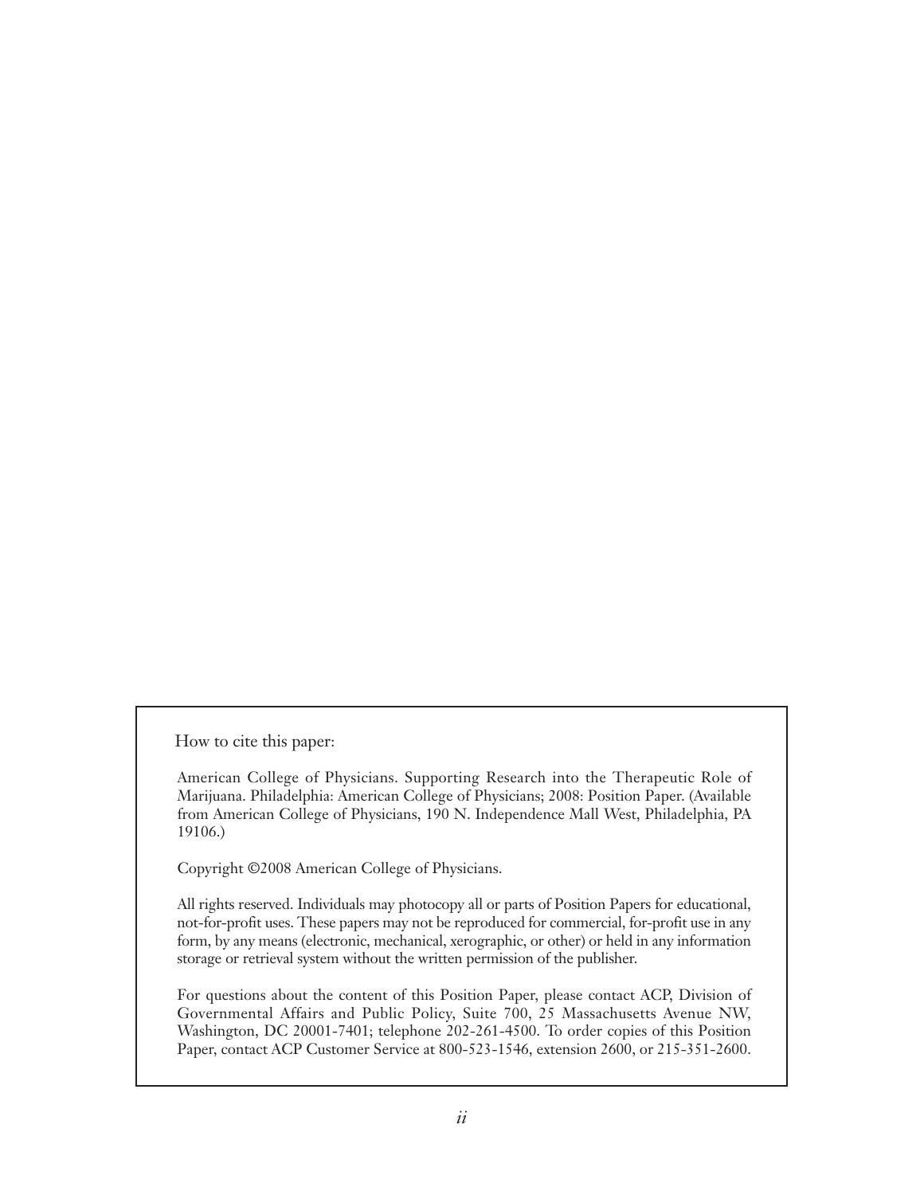How to cite this paper:

American College of Physicians. Supporting Research into the Therapeutic Role of Marijuana. Philadelphia: American College of Physicians; 2008: Position Paper. (Available from American College of Physicians, 190 N. Independence Mall West, Philadelphia, PA 19106.)

Copyright ©2008 American College of Physicians.

All rights reserved. Individuals may photocopy all or parts of Position Papers for educational, not-for-profit uses. These papers may not be reproduced for commercial, for-profit use in any form, by any means (electronic, mechanical, xerographic, or other) or held in any information storage or retrieval system without the written permission of the publisher.

For questions about the content of this Position Paper, please contact ACP, Division of Governmental Affairs and Public Policy, Suite 700, 25 Massachusetts Avenue NW, Washington, DC 20001-7401; telephone 202-261-4500. To order copies of this Position Paper, contact ACP Customer Service at 800-523-1546, extension 2600, or 215-351-2600.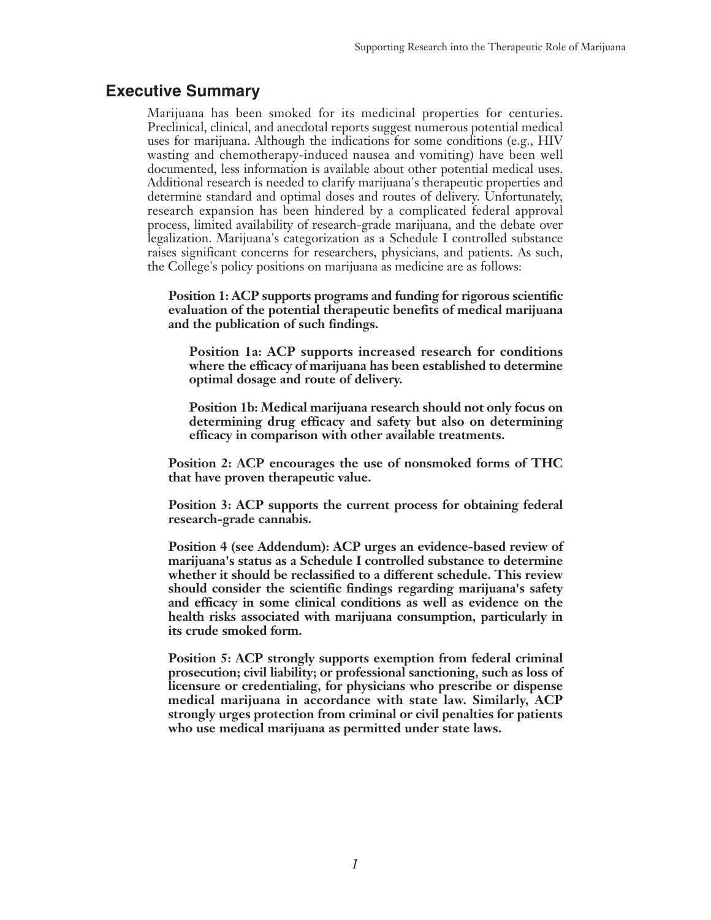## Executive Summary

Marijuana has been smoked for its medicinal properties for centuries. Preclinical, clinical, and anecdotal reports suggest numerous potential medical uses for marijuana. Although the indications for some conditions (e.g., HIV wasting and chemotherapy-induced nausea and vomiting) have been well documented, less information is available about other potential medical uses. Additional research is needed to clarify marijuana's therapeutic properties and determine standard and optimal doses and routes of delivery. Unfortunately, research expansion has been hindered by a complicated federal approval process, limited availability of research-grade marijuana, and the debate over legalization. Marijuana's categorization as a Schedule I controlled substance raises significant concerns for researchers, physicians, and patients. As such, the College's policy positions on marijuana as medicine are as follows:

**Position 1: ACP supports programs and funding for rigorous scientific evaluation of the potential therapeutic benefits of medical marijuana and the publication of such findings.**

**Position 1a: ACP supports increased research for conditions where the efficacy of marijuana has been established to determine optimal dosage and route of delivery.**

**Position 1b: Medical marijuana research should not only focus on determining drug efficacy and safety but also on determining efficacy in comparison with other available treatments.**

**Position 2: ACP encourages the use of nonsmoked forms of THC that have proven therapeutic value.**

**Position 3: ACP supports the current process for obtaining federal research-grade cannabis.**

**Position 4 (see Addendum): ACP urges an evidence-based review of marijuana's status as a Schedule I controlled substance to determine whether it should be reclassified to a different schedule. This review should consider the scientific findings regarding marijuana's safety and efficacy in some clinical conditions as well as evidence on the health risks associated with marijuana consumption, particularly in its crude smoked form.**

**Position 5: ACP strongly supports exemption from federal criminal prosecution; civil liability; or professional sanctioning, such as loss of licensure or credentialing, for physicians who prescribe or dispense medical marijuana in accordance with state law. Similarly, ACP strongly urges protection from criminal or civil penalties for patients who use medical marijuana as permitted under state laws.**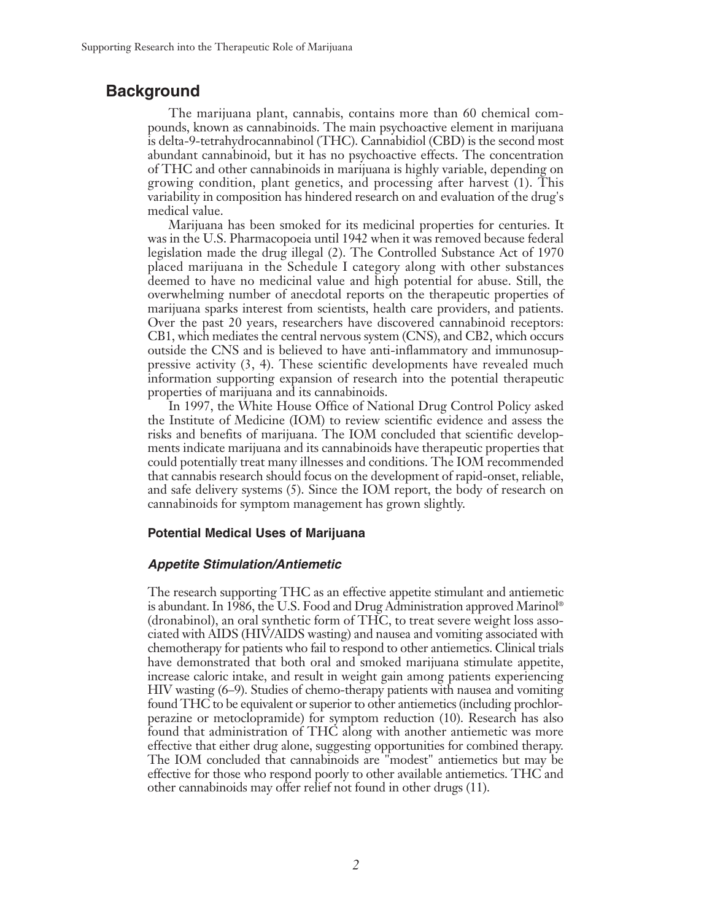## Background

The marijuana plant, cannabis, contains more than 60 chemical compounds, known as cannabinoids. The main psychoactive element in marijuana is delta-9-tetrahydrocannabinol (THC). Cannabidiol (CBD) is the second most abundant cannabinoid, but it has no psychoactive effects. The concentration of THC and other cannabinoids in marijuana is highly variable, depending on growing condition, plant genetics, and processing after harvest (1). This variability in composition has hindered research on and evaluation of the drug's medical value.

Marijuana has been smoked for its medicinal properties for centuries. It was in the U.S. Pharmacopoeia until 1942 when it was removed because federal legislation made the drug illegal (2). The Controlled Substance Act of 1970 placed marijuana in the Schedule I category along with other substances deemed to have no medicinal value and high potential for abuse. Still, the overwhelming number of anecdotal reports on the therapeutic properties of marijuana sparks interest from scientists, health care providers, and patients. Over the past 20 years, researchers have discovered cannabinoid receptors: CB1, which mediates the central nervous system (CNS), and CB2, which occurs outside the CNS and is believed to have anti-inflammatory and immunosuppressive activity (3, 4). These scientific developments have revealed much information supporting expansion of research into the potential therapeutic properties of marijuana and its cannabinoids.

In 1997, the White House Office of National Drug Control Policy asked the Institute of Medicine (IOM) to review scientific evidence and assess the risks and benefits of marijuana. The IOM concluded that scientific developments indicate marijuana and its cannabinoids have therapeutic properties that could potentially treat many illnesses and conditions. The IOM recommended that cannabis research should focus on the development of rapid-onset, reliable, and safe delivery systems (5). Since the IOM report, the body of research on cannabinoids for symptom management has grown slightly.

### Potential Medical Uses of Marijuana

#### *Appetite Stimulation/Antiemetic*

The research supporting THC as an effective appetite stimulant and antiemetic is abundant. In 1986, the U.S. Food and Drug Administration approved Marinol® (dronabinol), an oral synthetic form of THC, to treat severe weight loss associated with AIDS (HIV/AIDS wasting) and nausea and vomiting associated with chemotherapy for patients who fail to respond to other antiemetics. Clinical trials have demonstrated that both oral and smoked marijuana stimulate appetite, increase caloric intake, and result in weight gain among patients experiencing HIV wasting (6–9). Studies of chemo-therapy patients with nausea and vomiting found THC to be equivalent or superior to other antiemetics (including prochlorperazine or metoclopramide) for symptom reduction (10). Research has also found that administration of THC along with another antiemetic was more effective that either drug alone, suggesting opportunities for combined therapy. The IOM concluded that cannabinoids are "modest" antiemetics but may be effective for those who respond poorly to other available antiemetics. THC and other cannabinoids may offer relief not found in other drugs (11).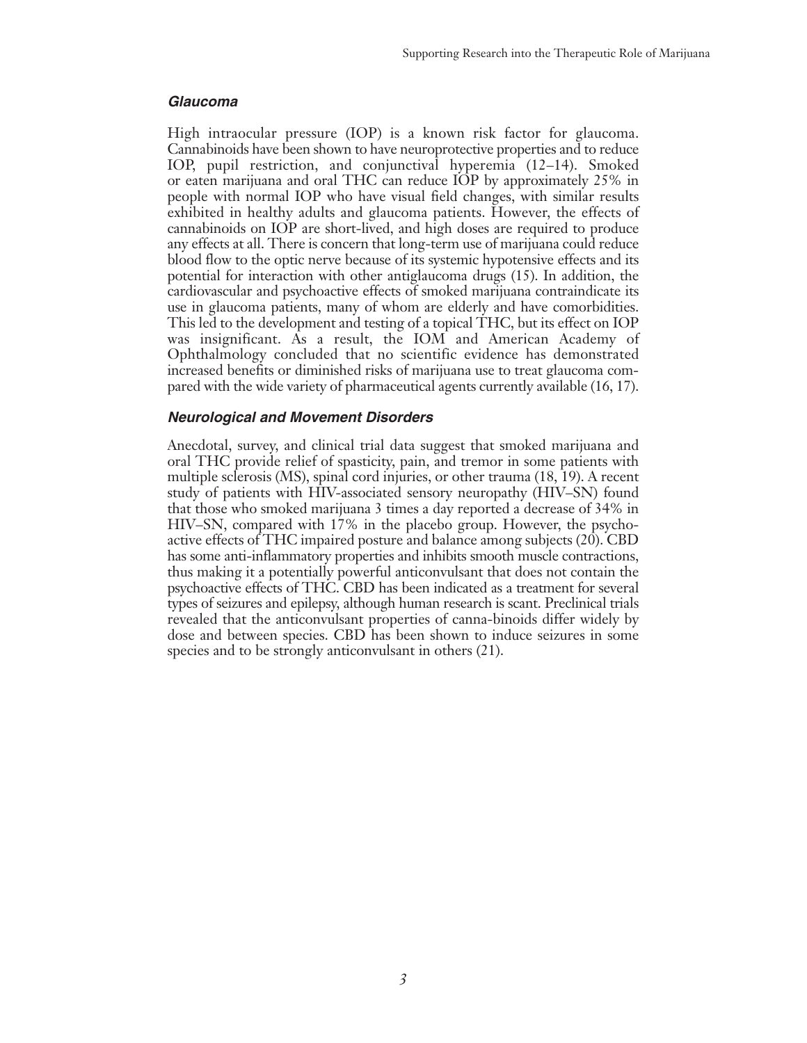### *Glaucoma*

High intraocular pressure (IOP) is a known risk factor for glaucoma. Cannabinoids have been shown to have neuroprotective properties and to reduce IOP, pupil restriction, and conjunctival hyperemia (12–14). Smoked or eaten marijuana and oral THC can reduce IOP by approximately 25% in people with normal IOP who have visual field changes, with similar results exhibited in healthy adults and glaucoma patients. However, the effects of cannabinoids on IOP are short-lived, and high doses are required to produce any effects at all. There is concern that long-term use of marijuana could reduce blood flow to the optic nerve because of its systemic hypotensive effects and its potential for interaction with other antiglaucoma drugs (15). In addition, the cardiovascular and psychoactive effects of smoked marijuana contraindicate its use in glaucoma patients, many of whom are elderly and have comorbidities. This led to the development and testing of a topical THC, but its effect on IOP was insignificant. As a result, the IOM and American Academy of Ophthalmology concluded that no scientific evidence has demonstrated increased benefits or diminished risks of marijuana use to treat glaucoma compared with the wide variety of pharmaceutical agents currently available (16, 17).

### *Neurological and Movement Disorders*

Anecdotal, survey, and clinical trial data suggest that smoked marijuana and oral THC provide relief of spasticity, pain, and tremor in some patients with multiple sclerosis (MS), spinal cord injuries, or other trauma (18, 19). A recent study of patients with HIV-associated sensory neuropathy (HIV–SN) found that those who smoked marijuana 3 times a day reported a decrease of 34% in HIV–SN, compared with 17% in the placebo group. However, the psychoactive effects of THC impaired posture and balance among subjects (20). CBD has some anti-inflammatory properties and inhibits smooth muscle contractions, thus making it a potentially powerful anticonvulsant that does not contain the psychoactive effects of THC. CBD has been indicated as a treatment for several types of seizures and epilepsy, although human research is scant. Preclinical trials revealed that the anticonvulsant properties of canna-binoids differ widely by dose and between species. CBD has been shown to induce seizures in some species and to be strongly anticonvulsant in others (21).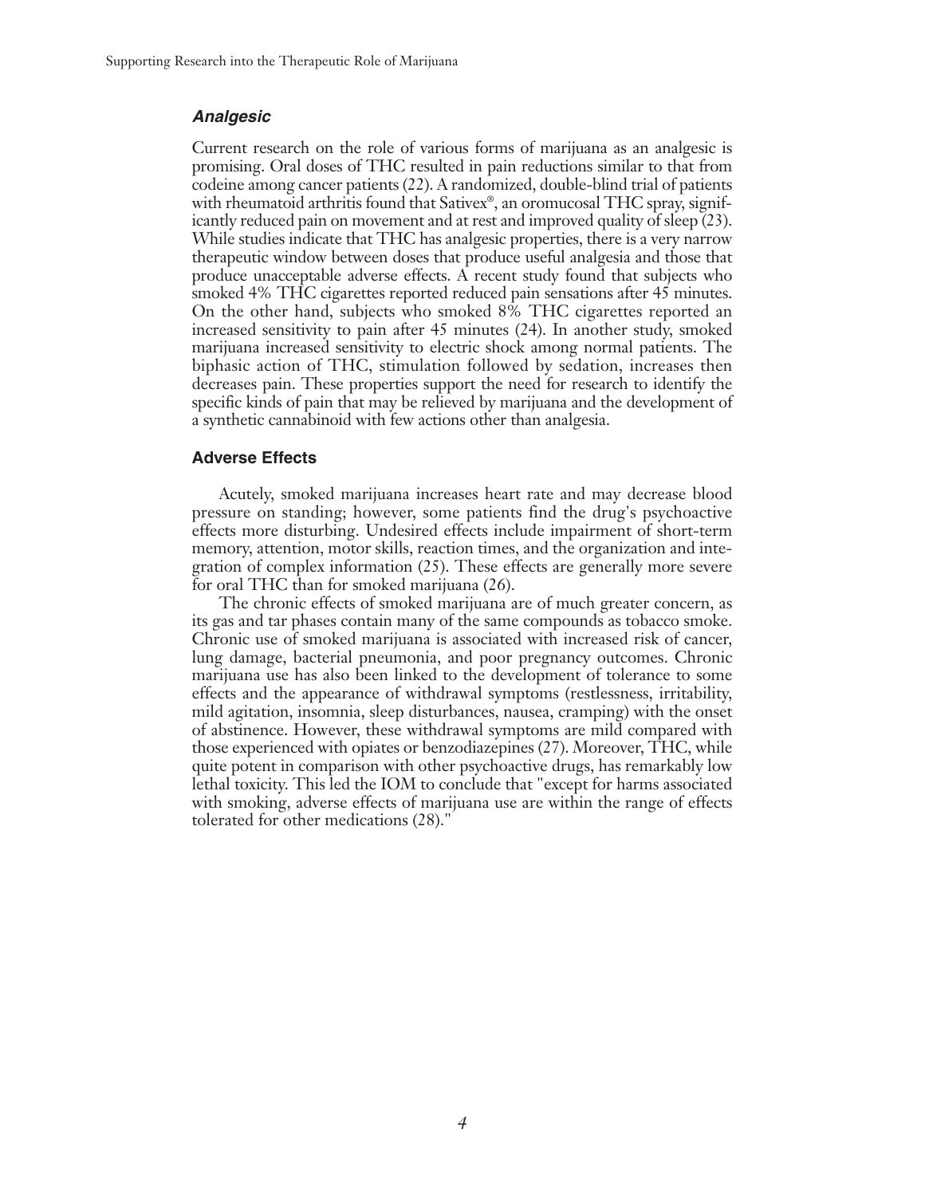### *Analgesic*

Current research on the role of various forms of marijuana as an analgesic is promising. Oral doses of THC resulted in pain reductions similar to that from codeine among cancer patients (22). A randomized, double-blind trial of patients with rheumatoid arthritis found that Sativex®, an oromucosal THC spray, significantly reduced pain on movement and at rest and improved quality of sleep (23). While studies indicate that THC has analgesic properties, there is a very narrow therapeutic window between doses that produce useful analgesia and those that produce unacceptable adverse effects. A recent study found that subjects who smoked 4% THC cigarettes reported reduced pain sensations after 45 minutes. On the other hand, subjects who smoked 8% THC cigarettes reported an increased sensitivity to pain after 45 minutes (24). In another study, smoked marijuana increased sensitivity to electric shock among normal patients. The biphasic action of THC, stimulation followed by sedation, increases then decreases pain. These properties support the need for research to identify the specific kinds of pain that may be relieved by marijuana and the development of a synthetic cannabinoid with few actions other than analgesia.

### Adverse Effects

Acutely, smoked marijuana increases heart rate and may decrease blood pressure on standing; however, some patients find the drug's psychoactive effects more disturbing. Undesired effects include impairment of short-term memory, attention, motor skills, reaction times, and the organization and integration of complex information (25). These effects are generally more severe for oral THC than for smoked marijuana (26).

The chronic effects of smoked marijuana are of much greater concern, as its gas and tar phases contain many of the same compounds as tobacco smoke. Chronic use of smoked marijuana is associated with increased risk of cancer, lung damage, bacterial pneumonia, and poor pregnancy outcomes. Chronic marijuana use has also been linked to the development of tolerance to some effects and the appearance of withdrawal symptoms (restlessness, irritability, mild agitation, insomnia, sleep disturbances, nausea, cramping) with the onset of abstinence. However, these withdrawal symptoms are mild compared with those experienced with opiates or benzodiazepines (27). Moreover, THC, while quite potent in comparison with other psychoactive drugs, has remarkably low lethal toxicity. This led the IOM to conclude that "except for harms associated with smoking, adverse effects of marijuana use are within the range of effects tolerated for other medications (28)."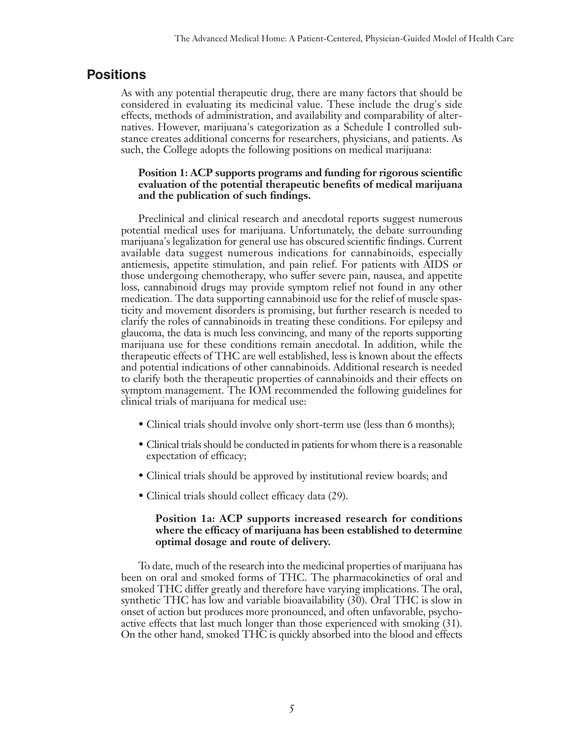## Positions

As with any potential therapeutic drug, there are many factors that should be considered in evaluating its medicinal value. These include the drug's side effects, methods of administration, and availability and comparability of alternatives. However, marijuana's categorization as a Schedule I controlled substance creates additional concerns for researchers, physicians, and patients. As such, the College adopts the following positions on medical marijuana:

**Position 1: ACP supports programs and funding for rigorous scientific evaluation of the potential therapeutic benefits of medical marijuana and the publication of such findings.**

Preclinical and clinical research and anecdotal reports suggest numerous potential medical uses for marijuana. Unfortunately, the debate surrounding marijuana's legalization for general use has obscured scientific findings. Current available data suggest numerous indications for cannabinoids, especially antiemesis, appetite stimulation, and pain relief. For patients with AIDS or those undergoing chemotherapy, who suffer severe pain, nausea, and appetite loss, cannabinoid drugs may provide symptom relief not found in any other medication. The data supporting cannabinoid use for the relief of muscle spasticity and movement disorders is promising, but further research is needed to clarify the roles of cannabinoids in treating these conditions. For epilepsy and glaucoma, the data is much less convincing, and many of the reports supporting marijuana use for these conditions remain anecdotal. In addition, while the therapeutic effects of THC are well established, less is known about the effects and potential indications of other cannabinoids. Additional research is needed to clarify both the therapeutic properties of cannabinoids and their effects on symptom management. The IOM recommended the following guidelines for clinical trials of marijuana for medical use:

- Clinical trials should involve only short-term use (less than 6 months);
- Clinical trials should be conducted in patients for whom there is a reasonable expectation of efficacy;
- Clinical trials should be approved by institutional review boards; and
- Clinical trials should collect efficacy data (29).

**Position 1a: ACP supports increased research for conditions where the efficacy of marijuana has been established to determine optimal dosage and route of delivery.**

To date, much of the research into the medicinal properties of marijuana has been on oral and smoked forms of THC. The pharmacokinetics of oral and smoked THC differ greatly and therefore have varying implications. The oral, synthetic THC has low and variable bioavailability (30). Oral THC is slow in onset of action but produces more pronounced, and often unfavorable, psychoactive effects that last much longer than those experienced with smoking (31). On the other hand, smoked THC is quickly absorbed into the blood and effects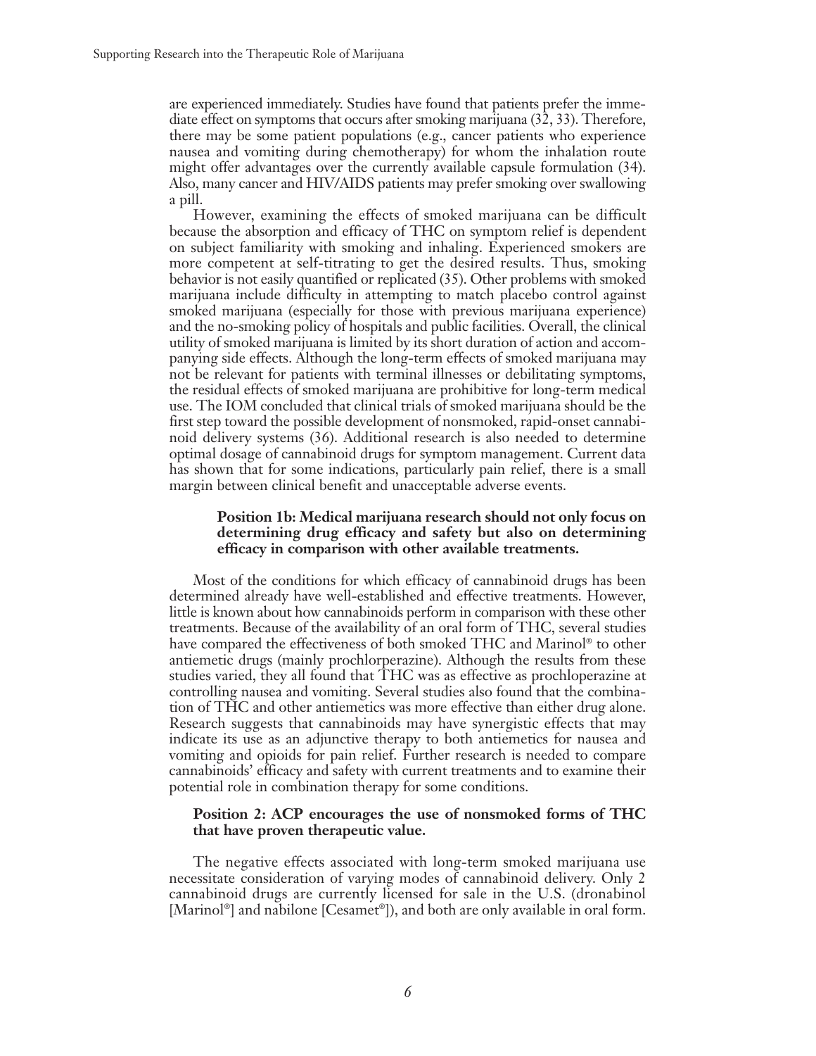are experienced immediately. Studies have found that patients prefer the immediate effect on symptoms that occurs after smoking marijuana (32, 33). Therefore, there may be some patient populations (e.g., cancer patients who experience nausea and vomiting during chemotherapy) for whom the inhalation route might offer advantages over the currently available capsule formulation (34). Also, many cancer and HIV/AIDS patients may prefer smoking over swallowing a pill.

However, examining the effects of smoked marijuana can be difficult because the absorption and efficacy of THC on symptom relief is dependent on subject familiarity with smoking and inhaling. Experienced smokers are more competent at self-titrating to get the desired results. Thus, smoking behavior is not easily quantified or replicated (35). Other problems with smoked marijuana include difficulty in attempting to match placebo control against smoked marijuana (especially for those with previous marijuana experience) and the no-smoking policy of hospitals and public facilities. Overall, the clinical utility of smoked marijuana is limited by its short duration of action and accompanying side effects. Although the long-term effects of smoked marijuana may not be relevant for patients with terminal illnesses or debilitating symptoms, the residual effects of smoked marijuana are prohibitive for long-term medical use. The IOM concluded that clinical trials of smoked marijuana should be the first step toward the possible development of nonsmoked, rapid-onset cannabinoid delivery systems (36). Additional research is also needed to determine optimal dosage of cannabinoid drugs for symptom management. Current data has shown that for some indications, particularly pain relief, there is a small margin between clinical benefit and unacceptable adverse events.

**Position 1b: Medical marijuana research should not only focus on determining drug efficacy and safety but also on determining efficacy in comparison with other available treatments.**

Most of the conditions for which efficacy of cannabinoid drugs has been determined already have well-established and effective treatments. However, little is known about how cannabinoids perform in comparison with these other treatments. Because of the availability of an oral form of THC, several studies have compared the effectiveness of both smoked THC and Marinol® to other antiemetic drugs (mainly prochlorperazine). Although the results from these studies varied, they all found that THC was as effective as prochloperazine at controlling nausea and vomiting. Several studies also found that the combination of THC and other antiemetics was more effective than either drug alone. Research suggests that cannabinoids may have synergistic effects that may indicate its use as an adjunctive therapy to both antiemetics for nausea and vomiting and opioids for pain relief. Further research is needed to compare cannabinoids' efficacy and safety with current treatments and to examine their potential role in combination therapy for some conditions.

**Position 2: ACP encourages the use of nonsmoked forms of THC that have proven therapeutic value.**

The negative effects associated with long-term smoked marijuana use necessitate consideration of varying modes of cannabinoid delivery. Only 2 cannabinoid drugs are currently licensed for sale in the U.S. (dronabinol [Marinol®] and nabilone [Cesamet®]), and both are only available in oral form.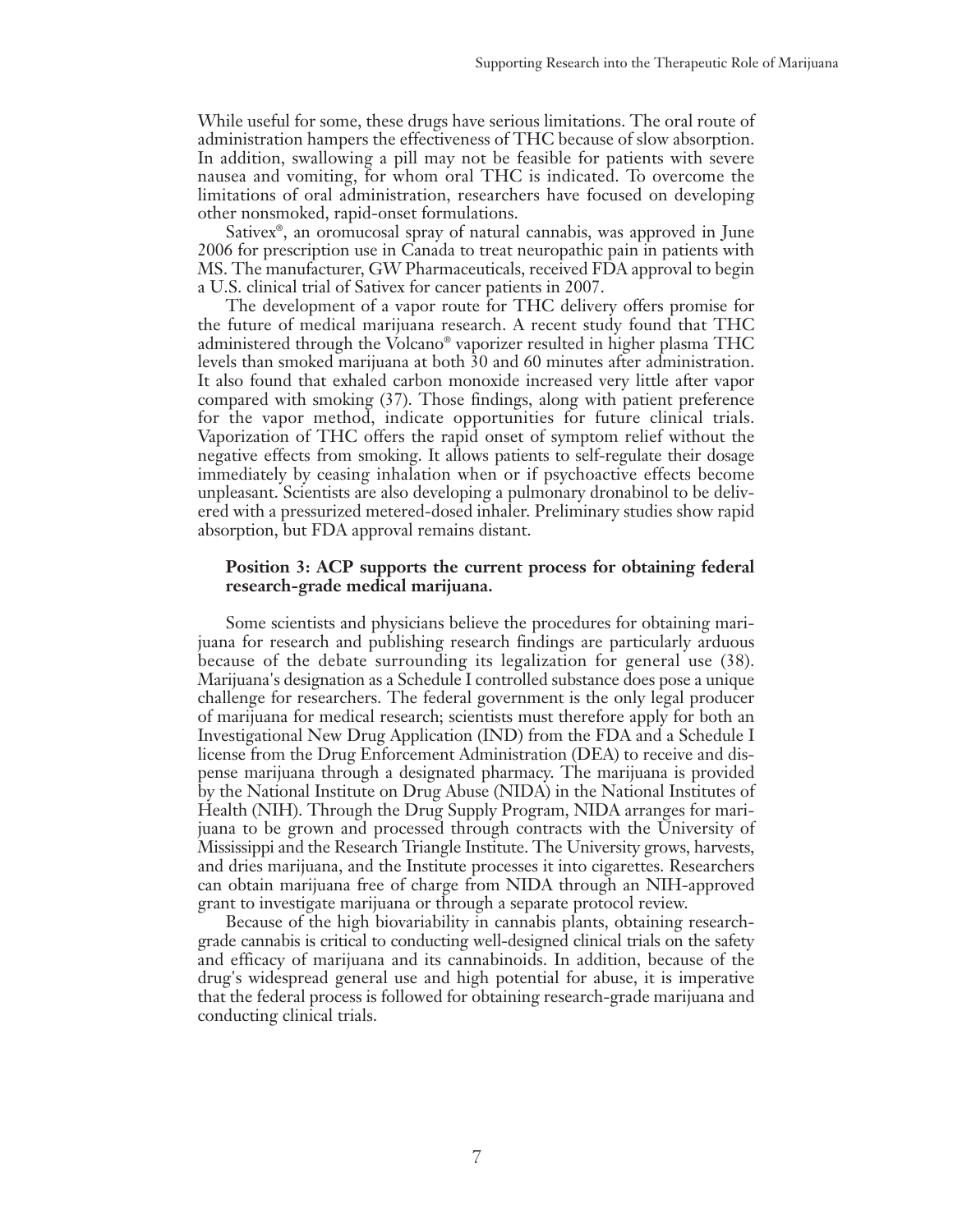While useful for some, these drugs have serious limitations. The oral route of administration hampers the effectiveness of THC because of slow absorption. In addition, swallowing a pill may not be feasible for patients with severe nausea and vomiting, for whom oral THC is indicated. To overcome the limitations of oral administration, researchers have focused on developing other nonsmoked, rapid-onset formulations.

Sativex®, an oromucosal spray of natural cannabis, was approved in June 2006 for prescription use in Canada to treat neuropathic pain in patients with MS. The manufacturer, GW Pharmaceuticals, received FDA approval to begin a U.S. clinical trial of Sativex for cancer patients in 2007.

The development of a vapor route for THC delivery offers promise for the future of medical marijuana research. A recent study found that THC administered through the Volcano® vaporizer resulted in higher plasma THC levels than smoked marijuana at both 30 and 60 minutes after administration. It also found that exhaled carbon monoxide increased very little after vapor compared with smoking (37). Those findings, along with patient preference for the vapor method, indicate opportunities for future clinical trials. Vaporization of THC offers the rapid onset of symptom relief without the negative effects from smoking. It allows patients to self-regulate their dosage immediately by ceasing inhalation when or if psychoactive effects become unpleasant. Scientists are also developing a pulmonary dronabinol to be delivered with a pressurized metered-dosed inhaler. Preliminary studies show rapid absorption, but FDA approval remains distant.

**Position 3: ACP supports the current process for obtaining federal research-grade medical marijuana.**

Some scientists and physicians believe the procedures for obtaining marijuana for research and publishing research findings are particularly arduous because of the debate surrounding its legalization for general use (38). Marijuana's designation as a Schedule I controlled substance does pose a unique challenge for researchers. The federal government is the only legal producer of marijuana for medical research; scientists must therefore apply for both an Investigational New Drug Application (IND) from the FDA and a Schedule I license from the Drug Enforcement Administration (DEA) to receive and dispense marijuana through a designated pharmacy. The marijuana is provided by the National Institute on Drug Abuse (NIDA) in the National Institutes of Health (NIH). Through the Drug Supply Program, NIDA arranges for marijuana to be grown and processed through contracts with the University of Mississippi and the Research Triangle Institute. The University grows, harvests, and dries marijuana, and the Institute processes it into cigarettes. Researchers can obtain marijuana free of charge from NIDA through an NIH-approved grant to investigate marijuana or through a separate protocol review.

Because of the high biovariability in cannabis plants, obtaining research-grade cannabis is critical to conducting well-designed clinical trials on the safety and efficacy of marijuana and its cannabinoids. In addition, because of the drug's widespread general use and high potential for abuse, it is imperative that the federal process is followed for obtaining research-grade marijuana and conducting clinical trials.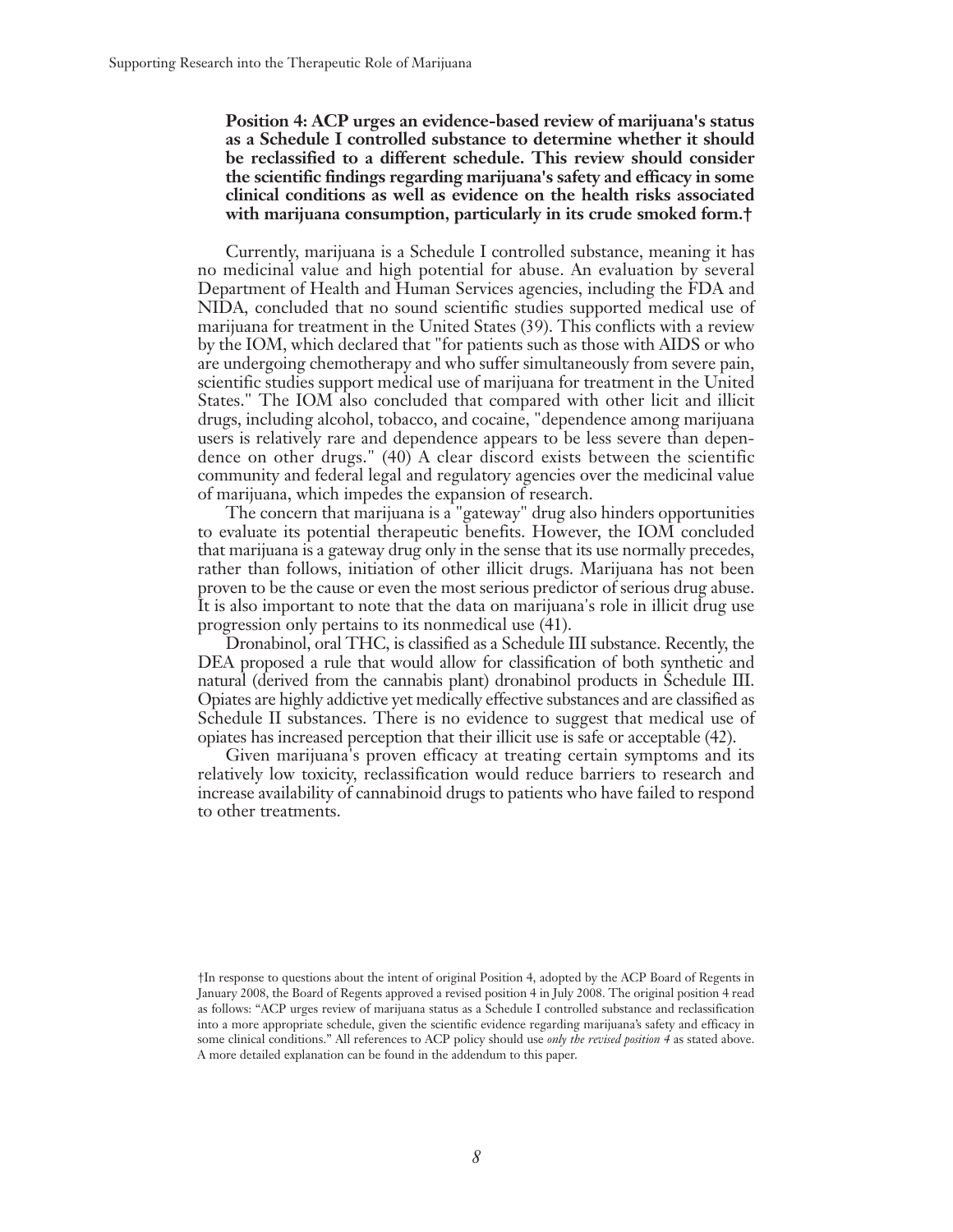**Position 4: ACP urges an evidence-based review of marijuana's status as a Schedule I controlled substance to determine whether it should be reclassified to a different schedule. This review should consider the scientific findings regarding marijuana's safety and efficacy in some clinical conditions as well as evidence on the health risks associated with marijuana consumption, particularly in its crude smoked form.†**

Currently, marijuana is a Schedule I controlled substance, meaning it has no medicinal value and high potential for abuse. An evaluation by several Department of Health and Human Services agencies, including the FDA and NIDA, concluded that no sound scientific studies supported medical use of marijuana for treatment in the United States (39). This conflicts with a review by the IOM, which declared that "for patients such as those with AIDS or who are undergoing chemotherapy and who suffer simultaneously from severe pain, scientific studies support medical use of marijuana for treatment in the United States." The IOM also concluded that compared with other licit and illicit drugs, including alcohol, tobacco, and cocaine, "dependence among marijuana users is relatively rare and dependence appears to be less severe than dependence on other drugs." (40) A clear discord exists between the scientific community and federal legal and regulatory agencies over the medicinal value of marijuana, which impedes the expansion of research.

The concern that marijuana is a "gateway" drug also hinders opportunities to evaluate its potential therapeutic benefits. However, the IOM concluded that marijuana is a gateway drug only in the sense that its use normally precedes, rather than follows, initiation of other illicit drugs. Marijuana has not been proven to be the cause or even the most serious predictor of serious drug abuse. It is also important to note that the data on marijuana's role in illicit drug use progression only pertains to its nonmedical use (41).

Dronabinol, oral THC, is classified as a Schedule III substance. Recently, the DEA proposed a rule that would allow for classification of both synthetic and natural (derived from the cannabis plant) dronabinol products in Schedule III. Opiates are highly addictive yet medically effective substances and are classified as Schedule II substances. There is no evidence to suggest that medical use of opiates has increased perception that their illicit use is safe or acceptable (42).

Given marijuana's proven efficacy at treating certain symptoms and its relatively low toxicity, reclassification would reduce barriers to research and increase availability of cannabinoid drugs to patients who have failed to respond to other treatments.

†In response to questions about the intent of original Position 4, adopted by the ACP Board of Regents in January 2008, the Board of Regents approved a revised position 4 in July 2008. The original position 4 read as follows: "ACP urges review of marijuana status as a Schedule I controlled substance and reclassification into a more appropriate schedule, given the scientific evidence regarding marijuana's safety and efficacy in some clinical conditions." All references to ACP policy should use *only the revised position 4* as stated above. A more detailed explanation can be found in the addendum to this paper.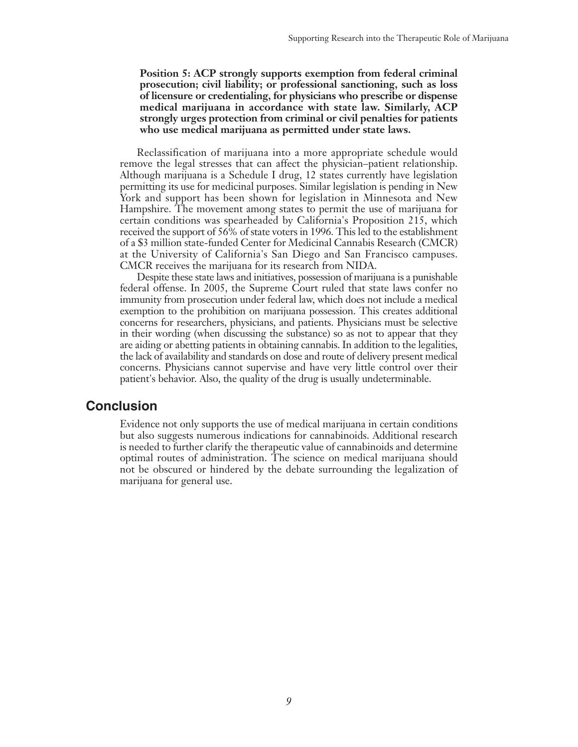**Position 5: ACP strongly supports exemption from federal criminal prosecution; civil liability; or professional sanctioning, such as loss of licensure or credentialing, for physicians who prescribe or dispense medical marijuana in accordance with state law. Similarly, ACP strongly urges protection from criminal or civil penalties for patients who use medical marijuana as permitted under state laws.**

Reclassification of marijuana into a more appropriate schedule would remove the legal stresses that can affect the physician–patient relationship. Although marijuana is a Schedule I drug, 12 states currently have legislation permitting its use for medicinal purposes. Similar legislation is pending in New York and support has been shown for legislation in Minnesota and New Hampshire. The movement among states to permit the use of marijuana for certain conditions was spearheaded by California's Proposition 215, which received the support of 56% of state voters in 1996. This led to the establishment of a $3 million state-funded Center for Medicinal Cannabis Research (CMCR) at the University of California's San Diego and San Francisco campuses. CMCR receives the marijuana for its research from NIDA.

Despite these state laws and initiatives, possession of marijuana is a punishable federal offense. In 2005, the Supreme Court ruled that state laws confer no immunity from prosecution under federal law, which does not include a medical exemption to the prohibition on marijuana possession. This creates additional concerns for researchers, physicians, and patients. Physicians must be selective in their wording (when discussing the substance) so as not to appear that they are aiding or abetting patients in obtaining cannabis. In addition to the legalities, the lack of availability and standards on dose and route of delivery present medical concerns. Physicians cannot supervise and have very little control over their patient's behavior. Also, the quality of the drug is usually undeterminable.

## Conclusion

Evidence not only supports the use of medical marijuana in certain conditions but also suggests numerous indications for cannabinoids. Additional research is needed to further clarify the therapeutic value of cannabinoids and determine optimal routes of administration. The science on medical marijuana should not be obscured or hindered by the debate surrounding the legalization of marijuana for general use.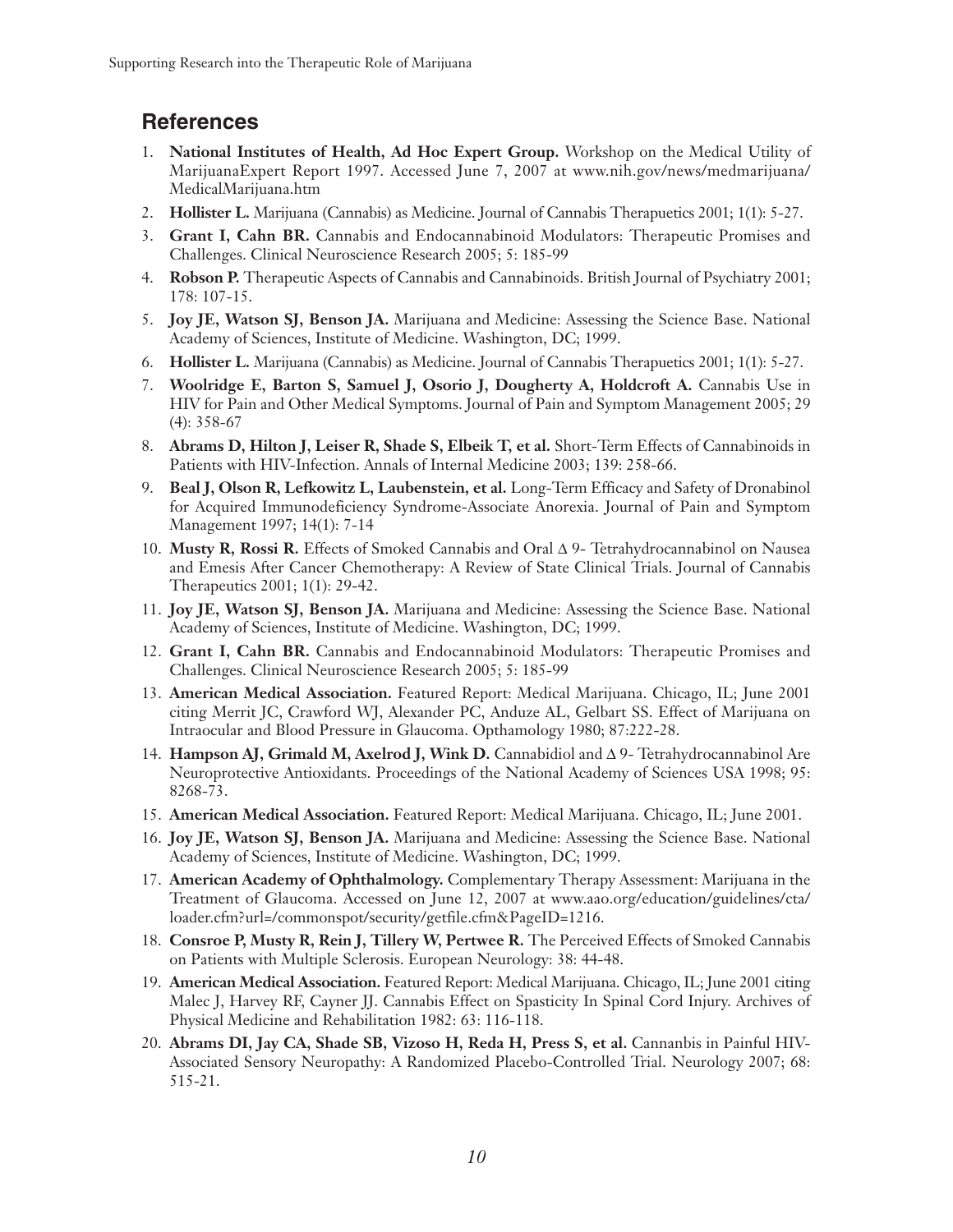## References

1. **National Institutes of Health, Ad Hoc Expert Group.** Workshop on the Medical Utility of MarijuanaExpert Report 1997. Accessed June 7, 2007 at www.nih.gov/news/medmarijuana/MedicalMarijuana.htm
2. **Hollister L.** Marijuana (Cannabis) as Medicine. Journal of Cannabis Therapuetics 2001; 1(1): 5-27.
3. **Grant I, Cahn BR.** Cannabis and Endocannabinoid Modulators: Therapeutic Promises and Challenges. Clinical Neuroscience Research 2005; 5: 185-99
4. **Robson P.** Therapeutic Aspects of Cannabis and Cannabinoids. British Journal of Psychiatry 2001; 178: 107-15.
5. **Joy JE, Watson SJ, Benson JA.** Marijuana and Medicine: Assessing the Science Base. National Academy of Sciences, Institute of Medicine. Washington, DC; 1999.
6. **Hollister L.** Marijuana (Cannabis) as Medicine. Journal of Cannabis Therapuetics 2001; 1(1): 5-27.
7. **Woolridge E, Barton S, Samuel J, Osorio J, Dougherty A, Holdcroft A.** Cannabis Use in HIV for Pain and Other Medical Symptoms. Journal of Pain and Symptom Management 2005; 29 (4): 358-67
8. **Abrams D, Hilton J, Leiser R, Shade S, Elbeik T, et al.** Short-Term Effects of Cannabinoids in Patients with HIV-Infection. Annals of Internal Medicine 2003; 139: 258-66.
9. **Beal J, Olson R, Lefkowitz L, Laubenstein, et al.** Long-Term Efficacy and Safety of Dronabinol for Acquired Immunodeficiency Syndrome-Associate Anorexia. Journal of Pain and Symptom Management 1997; 14(1): 7-14
10. **Musty R, Rossi R.** Effects of Smoked Cannabis and Oral Δ 9- Tetrahydrocannabinol on Nausea and Emesis After Cancer Chemotherapy: A Review of State Clinical Trials. Journal of Cannabis Therapeutics 2001; 1(1): 29-42.
11. **Joy JE, Watson SJ, Benson JA.** Marijuana and Medicine: Assessing the Science Base. National Academy of Sciences, Institute of Medicine. Washington, DC; 1999.
12. **Grant I, Cahn BR.** Cannabis and Endocannabinoid Modulators: Therapeutic Promises and Challenges. Clinical Neuroscience Research 2005; 5: 185-99
13. **American Medical Association.** Featured Report: Medical Marijuana. Chicago, IL; June 2001 citing Merrit JC, Crawford WJ, Alexander PC, Anduze AL, Gelbart SS. Effect of Marijuana on Intraocular and Blood Pressure in Glaucoma. Opthamology 1980; 87:222-28.
14. **Hampson AJ, Grimald M, Axelrod J, Wink D.** Cannabidiol and Δ 9- Tetrahydrocannabinol Are Neuroprotective Antioxidants. Proceedings of the National Academy of Sciences USA 1998; 95: 8268-73.
15. **American Medical Association.** Featured Report: Medical Marijuana. Chicago, IL; June 2001.
16. **Joy JE, Watson SJ, Benson JA.** Marijuana and Medicine: Assessing the Science Base. National Academy of Sciences, Institute of Medicine. Washington, DC; 1999.
17. **American Academy of Ophthalmology.** Complementary Therapy Assessment: Marijuana in the Treatment of Glaucoma. Accessed on June 12, 2007 at www.aao.org/education/guidelines/cta/loader.cfm?url=/commonspot/security/getfile.cfm&PageID=1216.
18. **Consroe P, Musty R, Rein J, Tillery W, Pertwee R.** The Perceived Effects of Smoked Cannabis on Patients with Multiple Sclerosis. European Neurology: 38: 44-48.
19. **American Medical Association.** Featured Report: Medical Marijuana. Chicago, IL; June 2001 citing Malec J, Harvey RF, Cayner JJ. Cannabis Effect on Spasticity In Spinal Cord Injury. Archives of Physical Medicine and Rehabilitation 1982: 63: 116-118.
20. **Abrams DI, Jay CA, Shade SB, Vizoso H, Reda H, Press S, et al.** Cannanbis in Painful HIV-Associated Sensory Neuropathy: A Randomized Placebo-Controlled Trial. Neurology 2007; 68: 515-21.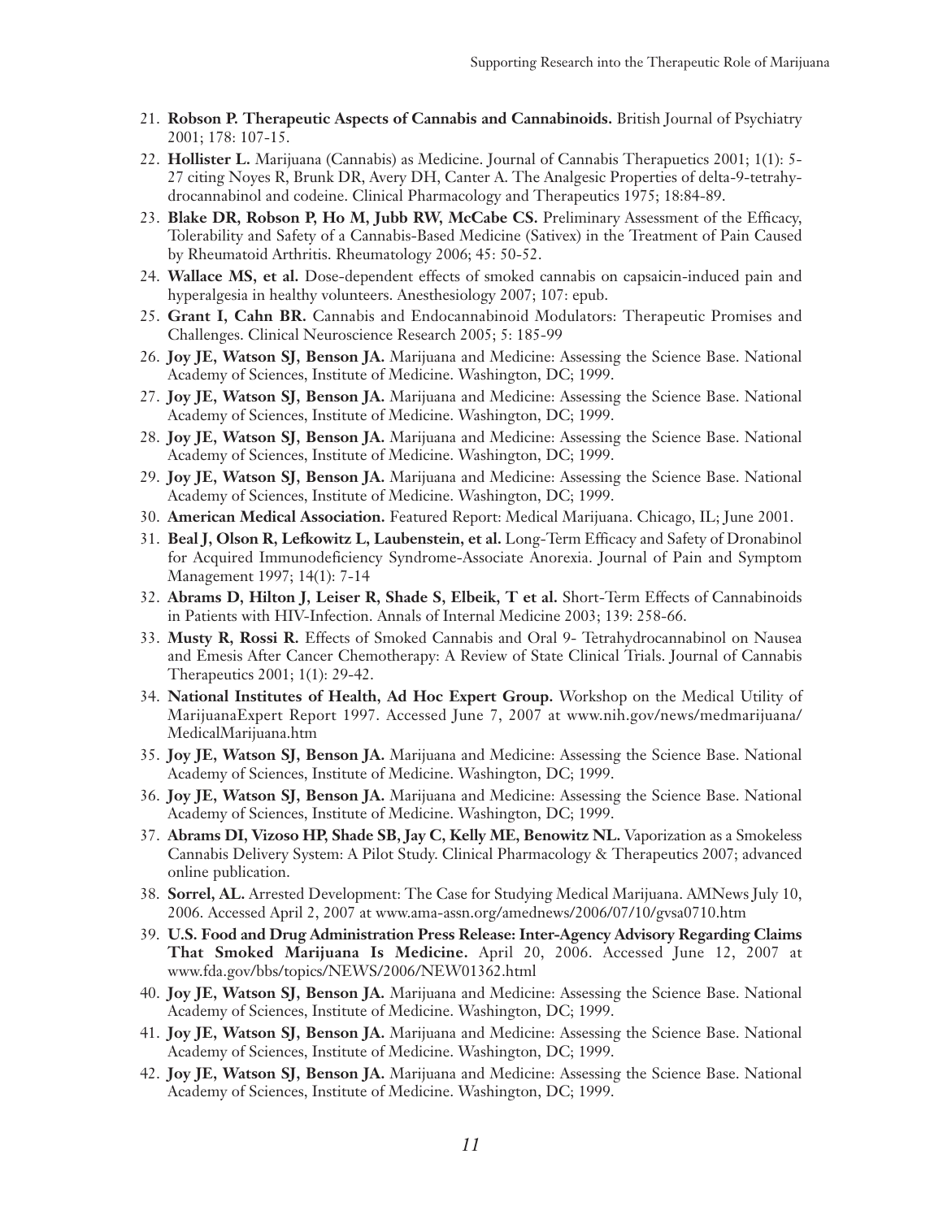21. **Robson P. Therapeutic Aspects of Cannabis and Cannabinoids.** British Journal of Psychiatry 2001; 178: 107-15.
22. **Hollister L.** Marijuana (Cannabis) as Medicine. Journal of Cannabis Therapeutics 2001; 1(1): 5-27 citing Noyes R, Brunk DR, Avery DH, Canter A. The Analgesic Properties of delta-9-tetrahydrocannabinol and codeine. Clinical Pharmacology and Therapeutics 1975; 18:84-89.
23. **Blake DR, Robson P, Ho M, Jubb RW, McCabe CS.** Preliminary Assessment of the Efficacy, Tolerability and Safety of a Cannabis-Based Medicine (Sativex) in the Treatment of Pain Caused by Rheumatoid Arthritis. Rheumatology 2006; 45: 50-52.
24. **Wallace MS, et al.** Dose-dependent effects of smoked cannabis on capsaicin-induced pain and hyperalgesia in healthy volunteers. Anesthesiology 2007; 107: epub.
25. **Grant I, Cahn BR.** Cannabis and Endocannabinoid Modulators: Therapeutic Promises and Challenges. Clinical Neuroscience Research 2005; 5: 185-99
26. **Joy JE, Watson SJ, Benson JA.** Marijuana and Medicine: Assessing the Science Base. National Academy of Sciences, Institute of Medicine. Washington, DC; 1999.
27. **Joy JE, Watson SJ, Benson JA.** Marijuana and Medicine: Assessing the Science Base. National Academy of Sciences, Institute of Medicine. Washington, DC; 1999.
28. **Joy JE, Watson SJ, Benson JA.** Marijuana and Medicine: Assessing the Science Base. National Academy of Sciences, Institute of Medicine. Washington, DC; 1999.
29. **Joy JE, Watson SJ, Benson JA.** Marijuana and Medicine: Assessing the Science Base. National Academy of Sciences, Institute of Medicine. Washington, DC; 1999.
30. **American Medical Association.** Featured Report: Medical Marijuana. Chicago, IL; June 2001.
31. **Beal J, Olson R, Lefkowitz L, Laubenstein, et al.** Long-Term Efficacy and Safety of Dronabinol for Acquired Immunodeficiency Syndrome-Associate Anorexia. Journal of Pain and Symptom Management 1997; 14(1): 7-14
32. **Abrams D, Hilton J, Leiser R, Shade S, Elbeik, T et al.** Short-Term Effects of Cannabinoids in Patients with HIV-Infection. Annals of Internal Medicine 2003; 139: 258-66.
33. **Musty R, Rossi R.** Effects of Smoked Cannabis and Oral 9- Tetrahydrocannabinol on Nausea and Emesis After Cancer Chemotherapy: A Review of State Clinical Trials. Journal of Cannabis Therapeutics 2001; 1(1): 29-42.
34. **National Institutes of Health, Ad Hoc Expert Group.** Workshop on the Medical Utility of MarijuanaExpert Report 1997. Accessed June 7, 2007 at www.nih.gov/news/medmarijuana/MedicalMarijuana.htm
35. **Joy JE, Watson SJ, Benson JA.** Marijuana and Medicine: Assessing the Science Base. National Academy of Sciences, Institute of Medicine. Washington, DC; 1999.
36. **Joy JE, Watson SJ, Benson JA.** Marijuana and Medicine: Assessing the Science Base. National Academy of Sciences, Institute of Medicine. Washington, DC; 1999.
37. **Abrams DI, Vizoso HP, Shade SB, Jay C, Kelly ME, Benowitz NL.** Vaporization as a Smokeless Cannabis Delivery System: A Pilot Study. Clinical Pharmacology & Therapeutics 2007; advanced online publication.
38. **Sorrel, AL.** Arrested Development: The Case for Studying Medical Marijuana. AMNews July 10, 2006. Accessed April 2, 2007 at www.ama-assn.org/amednews/2006/07/10/gvsa0710.htm
39. **U.S. Food and Drug Administration Press Release: Inter-Agency Advisory Regarding Claims That Smoked Marijuana Is Medicine.** April 20, 2006. Accessed June 12, 2007 at www.fda.gov/bbs/topics/NEWS/2006/NEW01362.html
40. **Joy JE, Watson SJ, Benson JA.** Marijuana and Medicine: Assessing the Science Base. National Academy of Sciences, Institute of Medicine. Washington, DC; 1999.
41. **Joy JE, Watson SJ, Benson JA.** Marijuana and Medicine: Assessing the Science Base. National Academy of Sciences, Institute of Medicine. Washington, DC; 1999.
42. **Joy JE, Watson SJ, Benson JA.** Marijuana and Medicine: Assessing the Science Base. National Academy of Sciences, Institute of Medicine. Washington, DC; 1999.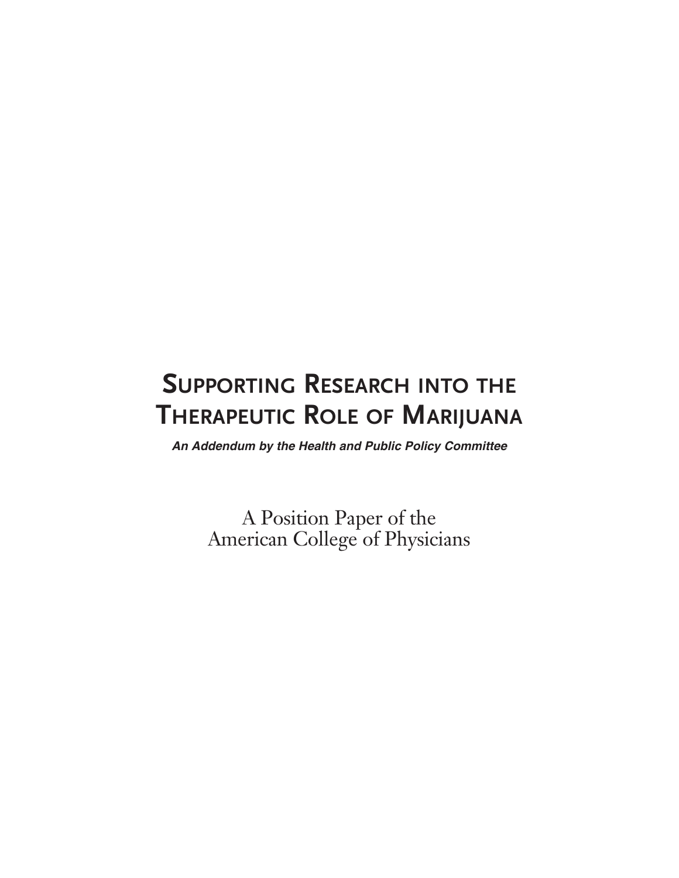# Supporting Research into the Therapeutic Role of Marijuana

***An Addendum by the Health and Public Policy Committee***

A Position Paper of the
American College of Physicians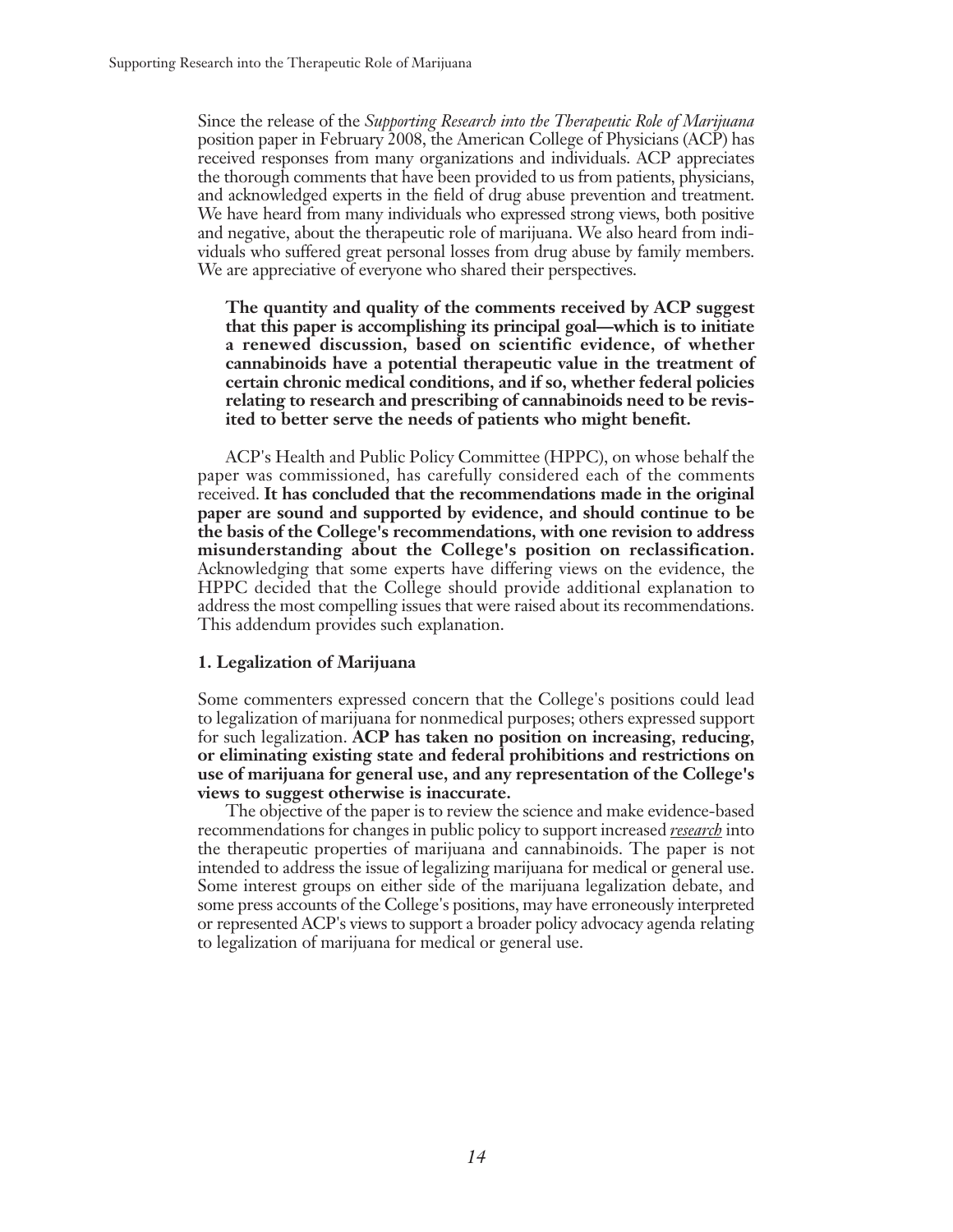Since the release of the *Supporting Research into the Therapeutic Role of Marijuana* position paper in February 2008, the American College of Physicians (ACP) has received responses from many organizations and individuals. ACP appreciates the thorough comments that have been provided to us from patients, physicians, and acknowledged experts in the field of drug abuse prevention and treatment. We have heard from many individuals who expressed strong views, both positive and negative, about the therapeutic role of marijuana. We also heard from individuals who suffered great personal losses from drug abuse by family members. We are appreciative of everyone who shared their perspectives.

**The quantity and quality of the comments received by ACP suggest that this paper is accomplishing its principal goal—which is to initiate a renewed discussion, based on scientific evidence, of whether cannabinoids have a potential therapeutic value in the treatment of certain chronic medical conditions, and if so, whether federal policies relating to research and prescribing of cannabinoids need to be revisited to better serve the needs of patients who might benefit.**

ACP's Health and Public Policy Committee (HPPC), on whose behalf the paper was commissioned, has carefully considered each of the comments received. **It has concluded that the recommendations made in the original paper are sound and supported by evidence, and should continue to be the basis of the College's recommendations, with one revision to address misunderstanding about the College's position on reclassification.** Acknowledging that some experts have differing views on the evidence, the HPPC decided that the College should provide additional explanation to address the most compelling issues that were raised about its recommendations. This addendum provides such explanation.

### 1. Legalization of Marijuana

Some commenters expressed concern that the College's positions could lead to legalization of marijuana for nonmedical purposes; others expressed support for such legalization. **ACP has taken no position on increasing, reducing, or eliminating existing state and federal prohibitions and restrictions on use of marijuana for general use, and any representation of the College's views to suggest otherwise is inaccurate.**

The objective of the paper is to review the science and make evidence-based recommendations for changes in public policy to support increased ***research*** into the therapeutic properties of marijuana and cannabinoids. The paper is not intended to address the issue of legalizing marijuana for medical or general use. Some interest groups on either side of the marijuana legalization debate, and some press accounts of the College's positions, may have erroneously interpreted or represented ACP's views to support a broader policy advocacy agenda relating to legalization of marijuana for medical or general use.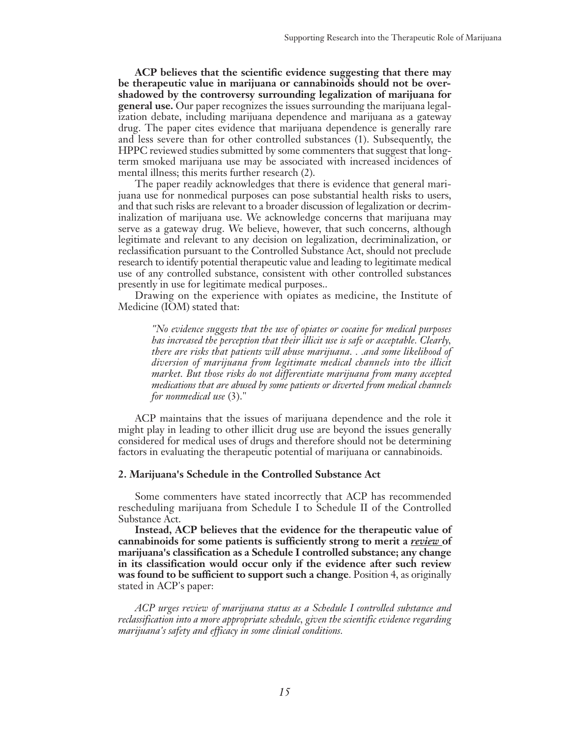**ACP believes that the scientific evidence suggesting that there may be therapeutic value in marijuana or cannabinoids should not be overshadowed by the controversy surrounding legalization of marijuana for general use.** Our paper recognizes the issues surrounding the marijuana legalization debate, including marijuana dependence and marijuana as a gateway drug. The paper cites evidence that marijuana dependence is generally rare and less severe than for other controlled substances (1). Subsequently, the HPPC reviewed studies submitted by some commenters that suggest that long-term smoked marijuana use may be associated with increased incidences of mental illness; this merits further research (2).

The paper readily acknowledges that there is evidence that general marijuana use for nonmedical purposes can pose substantial health risks to users, and that such risks are relevant to a broader discussion of legalization or decriminalization of marijuana use. We acknowledge concerns that marijuana may serve as a gateway drug. We believe, however, that such concerns, although legitimate and relevant to any decision on legalization, decriminalization, or reclassification pursuant to the Controlled Substance Act, should not preclude research to identify potential therapeutic value and leading to legitimate medical use of any controlled substance, consistent with other controlled substances presently in use for legitimate medical purposes..

Drawing on the experience with opiates as medicine, the Institute of Medicine (IOM) stated that:

> *"No evidence suggests that the use of opiates or cocaine for medical purposes has increased the perception that their illicit use is safe or acceptable. Clearly, there are risks that patients will abuse marijuana. . .and some likelihood of diversion of marijuana from legitimate medical channels into the illicit market. But those risks do not differentiate marijuana from many accepted medications that are abused by some patients or diverted from medical channels for nonmedical use* (3)."

ACP maintains that the issues of marijuana dependence and the role it might play in leading to other illicit drug use are beyond the issues generally considered for medical uses of drugs and therefore should not be determining factors in evaluating the therapeutic potential of marijuana or cannabinoids.

### 2. Marijuana's Schedule in the Controlled Substance Act

Some commenters have stated incorrectly that ACP has recommended rescheduling marijuana from Schedule I to Schedule II of the Controlled Substance Act.

**Instead, ACP believes that the evidence for the therapeutic value of cannabinoids for some patients is sufficiently strong to merit a *review* of marijuana's classification as a Schedule I controlled substance; any change in its classification would occur only if the evidence after such review was found to be sufficient to support such a change**. Position 4, as originally stated in ACP's paper:

> *ACP urges review of marijuana status as a Schedule I controlled substance and reclassification into a more appropriate schedule, given the scientific evidence regarding marijuana's safety and efficacy in some clinical conditions.*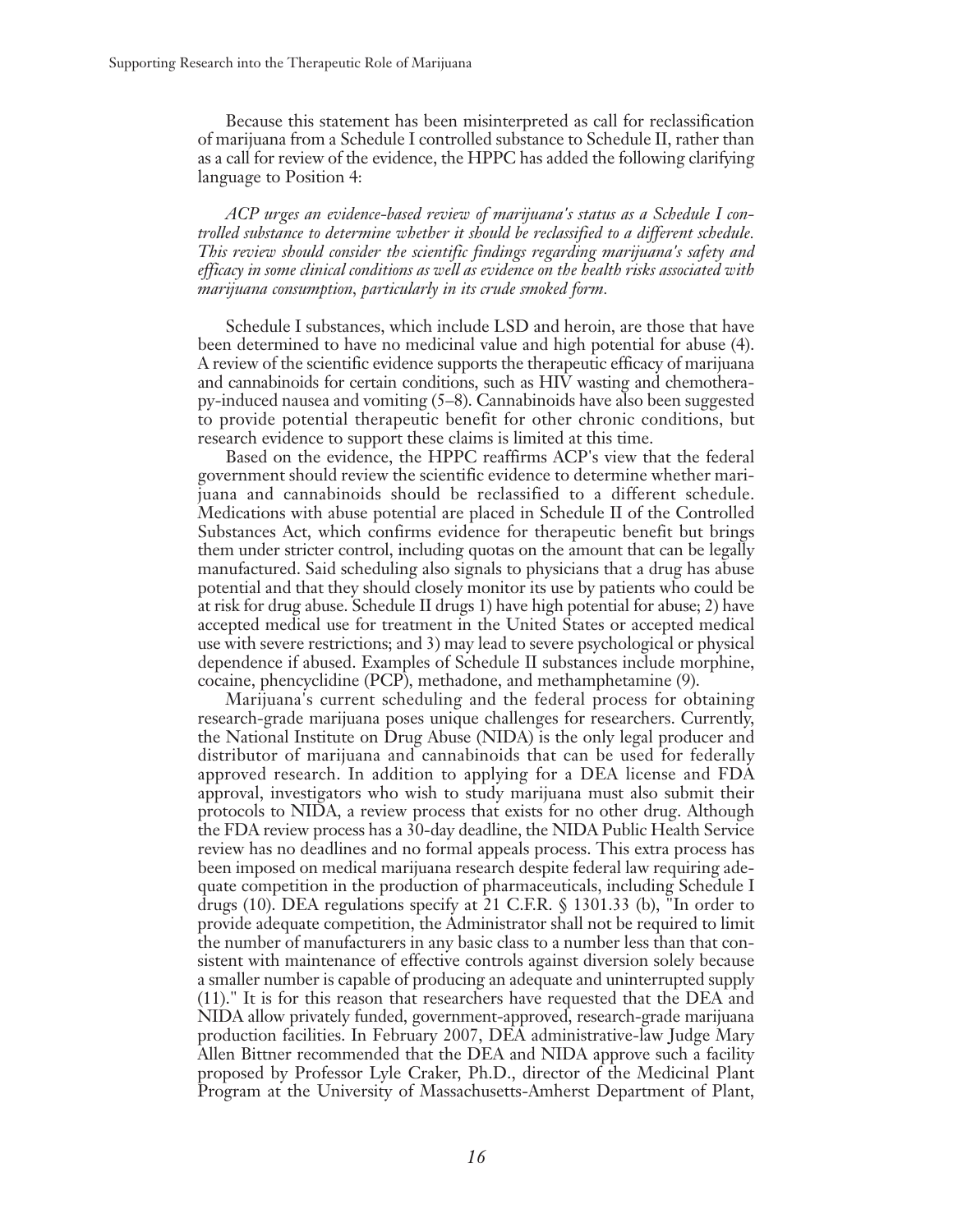Because this statement has been misinterpreted as call for reclassification of marijuana from a Schedule I controlled substance to Schedule II, rather than as a call for review of the evidence, the HPPC has added the following clarifying language to Position 4:

*ACP urges an evidence-based review of marijuana's status as a Schedule I controlled substance to determine whether it should be reclassified to a different schedule. This review should consider the scientific findings regarding marijuana's safety and efficacy in some clinical conditions as well as evidence on the health risks associated with marijuana consumption, particularly in its crude smoked form.*

Schedule I substances, which include LSD and heroin, are those that have been determined to have no medicinal value and high potential for abuse (4). A review of the scientific evidence supports the therapeutic efficacy of marijuana and cannabinoids for certain conditions, such as HIV wasting and chemotherapy-induced nausea and vomiting (5–8). Cannabinoids have also been suggested to provide potential therapeutic benefit for other chronic conditions, but research evidence to support these claims is limited at this time.

Based on the evidence, the HPPC reaffirms ACP's view that the federal government should review the scientific evidence to determine whether marijuana and cannabinoids should be reclassified to a different schedule. Medications with abuse potential are placed in Schedule II of the Controlled Substances Act, which confirms evidence for therapeutic benefit but brings them under stricter control, including quotas on the amount that can be legally manufactured. Said scheduling also signals to physicians that a drug has abuse potential and that they should closely monitor its use by patients who could be at risk for drug abuse. Schedule II drugs 1) have high potential for abuse; 2) have accepted medical use for treatment in the United States or accepted medical use with severe restrictions; and 3) may lead to severe psychological or physical dependence if abused. Examples of Schedule II substances include morphine, cocaine, phencyclidine (PCP), methadone, and methamphetamine (9).

Marijuana's current scheduling and the federal process for obtaining research-grade marijuana poses unique challenges for researchers. Currently, the National Institute on Drug Abuse (NIDA) is the only legal producer and distributor of marijuana and cannabinoids that can be used for federally approved research. In addition to applying for a DEA license and FDA approval, investigators who wish to study marijuana must also submit their protocols to NIDA, a review process that exists for no other drug. Although the FDA review process has a 30-day deadline, the NIDA Public Health Service review has no deadlines and no formal appeals process. This extra process has been imposed on medical marijuana research despite federal law requiring adequate competition in the production of pharmaceuticals, including Schedule I drugs (10). DEA regulations specify at 21 C.F.R. § 1301.33 (b), "In order to provide adequate competition, the Administrator shall not be required to limit the number of manufacturers in any basic class to a number less than that consistent with maintenance of effective controls against diversion solely because a smaller number is capable of producing an adequate and uninterrupted supply (11)." It is for this reason that researchers have requested that the DEA and NIDA allow privately funded, government-approved, research-grade marijuana production facilities. In February 2007, DEA administrative-law Judge Mary Allen Bittner recommended that the DEA and NIDA approve such a facility proposed by Professor Lyle Craker, Ph.D., director of the Medicinal Plant Program at the University of Massachusetts-Amherst Department of Plant,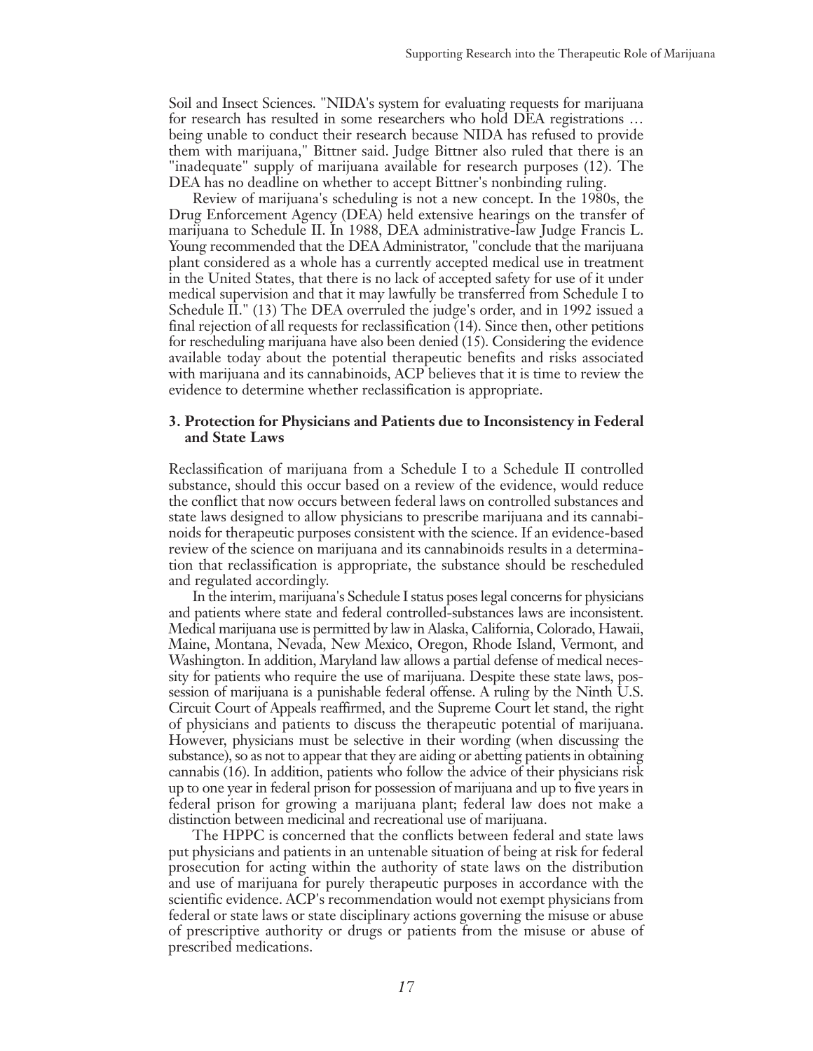Soil and Insect Sciences. "NIDA's system for evaluating requests for marijuana for research has resulted in some researchers who hold DEA registrations … being unable to conduct their research because NIDA has refused to provide them with marijuana," Bittner said. Judge Bittner also ruled that there is an "inadequate" supply of marijuana available for research purposes (12). The DEA has no deadline on whether to accept Bittner's nonbinding ruling.

Review of marijuana's scheduling is not a new concept. In the 1980s, the Drug Enforcement Agency (DEA) held extensive hearings on the transfer of marijuana to Schedule II. In 1988, DEA administrative-law Judge Francis L. Young recommended that the DEA Administrator, "conclude that the marijuana plant considered as a whole has a currently accepted medical use in treatment in the United States, that there is no lack of accepted safety for use of it under medical supervision and that it may lawfully be transferred from Schedule I to Schedule II." (13) The DEA overruled the judge's order, and in 1992 issued a final rejection of all requests for reclassification (14). Since then, other petitions for rescheduling marijuana have also been denied (15). Considering the evidence available today about the potential therapeutic benefits and risks associated with marijuana and its cannabinoids, ACP believes that it is time to review the evidence to determine whether reclassification is appropriate.

### 3. Protection for Physicians and Patients due to Inconsistency in Federal and State Laws

Reclassification of marijuana from a Schedule I to a Schedule II controlled substance, should this occur based on a review of the evidence, would reduce the conflict that now occurs between federal laws on controlled substances and state laws designed to allow physicians to prescribe marijuana and its cannabinoids for therapeutic purposes consistent with the science. If an evidence-based review of the science on marijuana and its cannabinoids results in a determination that reclassification is appropriate, the substance should be rescheduled and regulated accordingly.

In the interim, marijuana's Schedule I status poses legal concerns for physicians and patients where state and federal controlled-substances laws are inconsistent. Medical marijuana use is permitted by law in Alaska, California, Colorado, Hawaii, Maine, Montana, Nevada, New Mexico, Oregon, Rhode Island, Vermont, and Washington. In addition, Maryland law allows a partial defense of medical necessity for patients who require the use of marijuana. Despite these state laws, possession of marijuana is a punishable federal offense. A ruling by the Ninth U.S. Circuit Court of Appeals reaffirmed, and the Supreme Court let stand, the right of physicians and patients to discuss the therapeutic potential of marijuana. However, physicians must be selective in their wording (when discussing the substance), so as not to appear that they are aiding or abetting patients in obtaining cannabis (16). In addition, patients who follow the advice of their physicians risk up to one year in federal prison for possession of marijuana and up to five years in federal prison for growing a marijuana plant; federal law does not make a distinction between medicinal and recreational use of marijuana.

The HPPC is concerned that the conflicts between federal and state laws put physicians and patients in an untenable situation of being at risk for federal prosecution for acting within the authority of state laws on the distribution and use of marijuana for purely therapeutic purposes in accordance with the scientific evidence. ACP's recommendation would not exempt physicians from federal or state laws or state disciplinary actions governing the misuse or abuse of prescriptive authority or drugs or patients from the misuse or abuse of prescribed medications.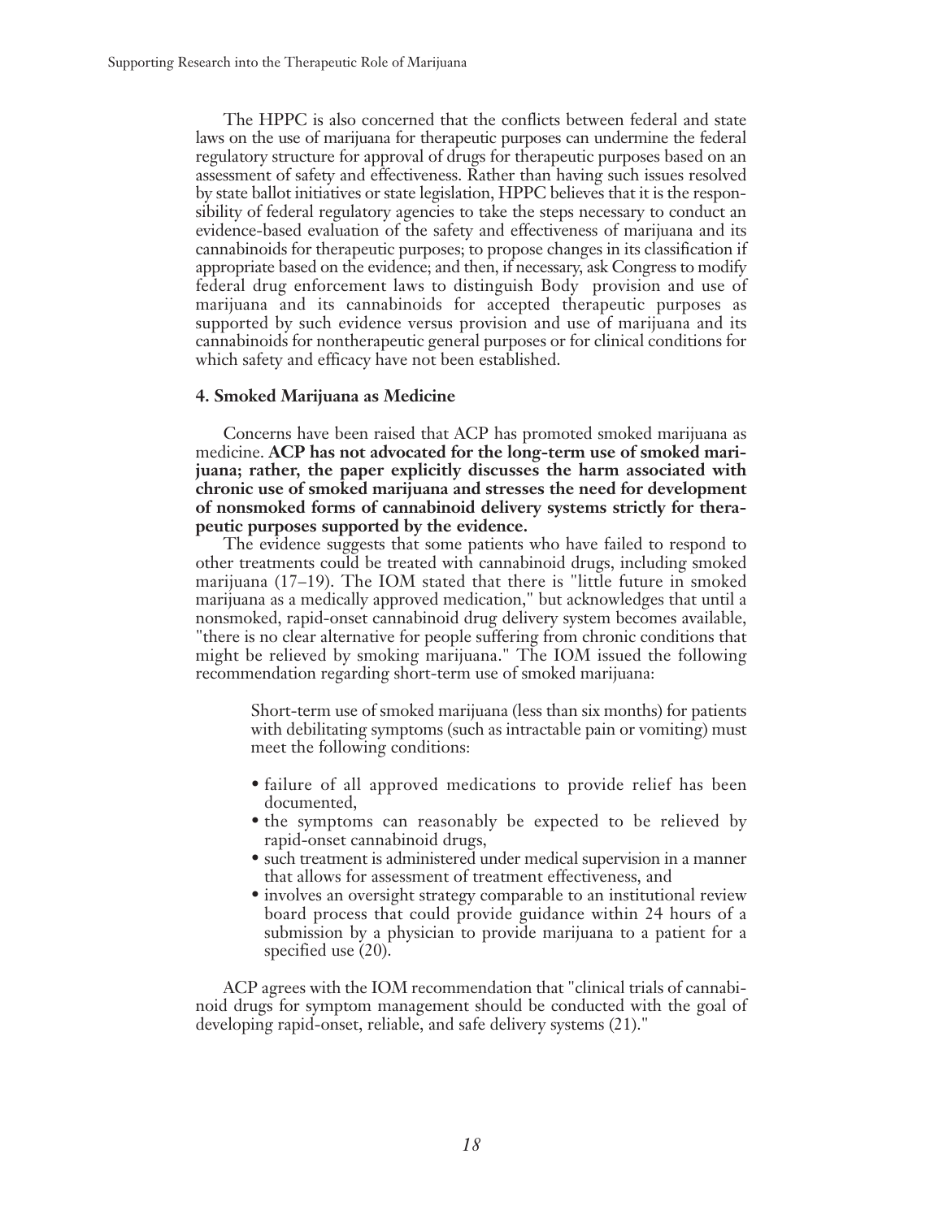The HPPC is also concerned that the conflicts between federal and state laws on the use of marijuana for therapeutic purposes can undermine the federal regulatory structure for approval of drugs for therapeutic purposes based on an assessment of safety and effectiveness. Rather than having such issues resolved by state ballot initiatives or state legislation, HPPC believes that it is the responsibility of federal regulatory agencies to take the steps necessary to conduct an evidence-based evaluation of the safety and effectiveness of marijuana and its cannabinoids for therapeutic purposes; to propose changes in its classification if appropriate based on the evidence; and then, if necessary, ask Congress to modify federal drug enforcement laws to distinguish Body provision and use of marijuana and its cannabinoids for accepted therapeutic purposes as supported by such evidence versus provision and use of marijuana and its cannabinoids for nontherapeutic general purposes or for clinical conditions for which safety and efficacy have not been established.

#### 4. Smoked Marijuana as Medicine

Concerns have been raised that ACP has promoted smoked marijuana as medicine. **ACP has not advocated for the long-term use of smoked marijuana; rather, the paper explicitly discusses the harm associated with chronic use of smoked marijuana and stresses the need for development of nonsmoked forms of cannabinoid delivery systems strictly for therapeutic purposes supported by the evidence.**

The evidence suggests that some patients who have failed to respond to other treatments could be treated with cannabinoid drugs, including smoked marijuana (17–19). The IOM stated that there is "little future in smoked marijuana as a medically approved medication," but acknowledges that until a nonsmoked, rapid-onset cannabinoid drug delivery system becomes available, "there is no clear alternative for people suffering from chronic conditions that might be relieved by smoking marijuana." The IOM issued the following recommendation regarding short-term use of smoked marijuana:

> Short-term use of smoked marijuana (less than six months) for patients with debilitating symptoms (such as intractable pain or vomiting) must meet the following conditions:
>
> - failure of all approved medications to provide relief has been documented,
> - the symptoms can reasonably be expected to be relieved by rapid-onset cannabinoid drugs,
> - such treatment is administered under medical supervision in a manner that allows for assessment of treatment effectiveness, and
> - involves an oversight strategy comparable to an institutional review board process that could provide guidance within 24 hours of a submission by a physician to provide marijuana to a patient for a specified use (20).

ACP agrees with the IOM recommendation that "clinical trials of cannabinoid drugs for symptom management should be conducted with the goal of developing rapid-onset, reliable, and safe delivery systems (21)."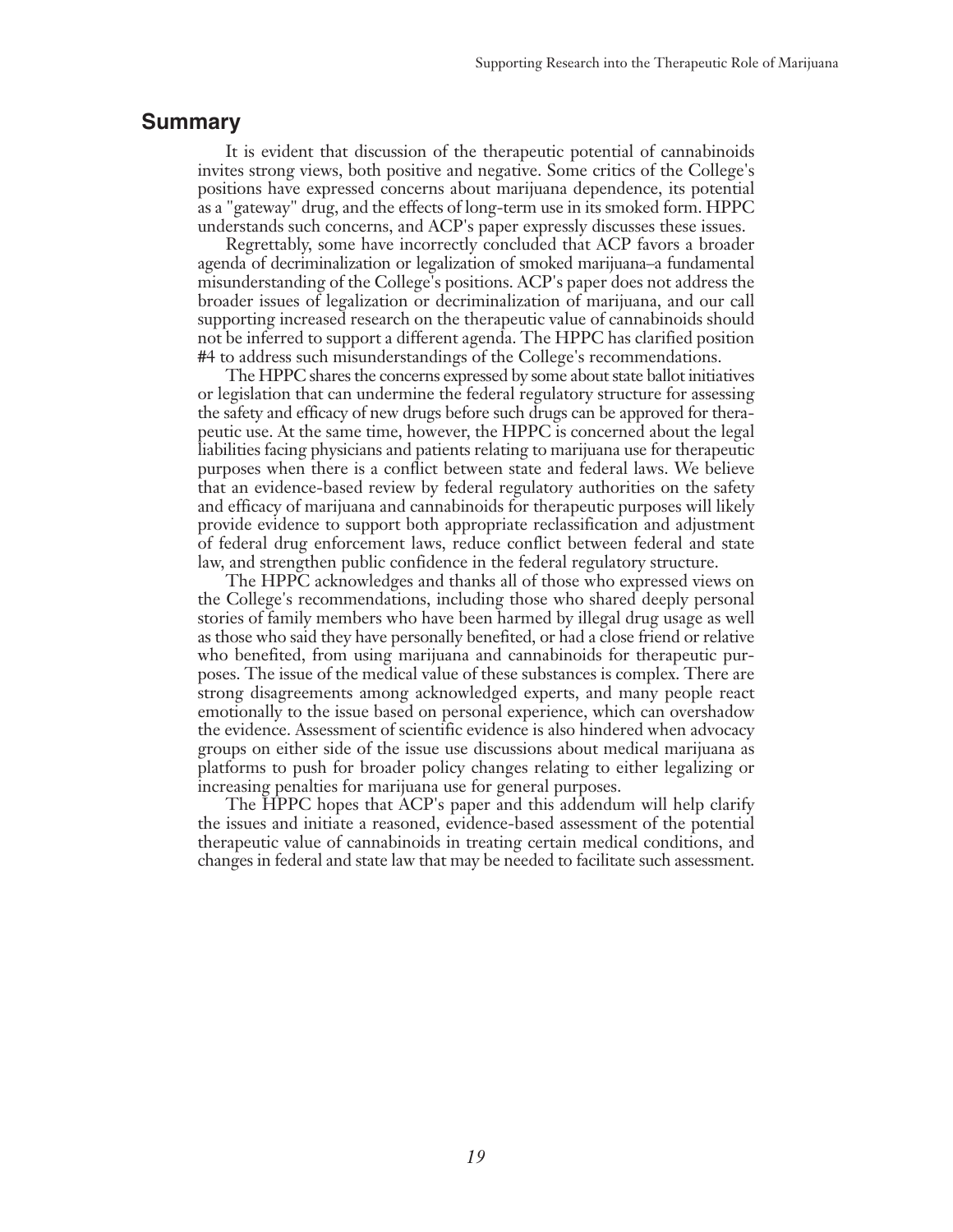## Summary

It is evident that discussion of the therapeutic potential of cannabinoids invites strong views, both positive and negative. Some critics of the College's positions have expressed concerns about marijuana dependence, its potential as a "gateway" drug, and the effects of long-term use in its smoked form. HPPC understands such concerns, and ACP's paper expressly discusses these issues.

Regrettably, some have incorrectly concluded that ACP favors a broader agenda of decriminalization or legalization of smoked marijuana–a fundamental misunderstanding of the College's positions. ACP's paper does not address the broader issues of legalization or decriminalization of marijuana, and our call supporting increased research on the therapeutic value of cannabinoids should not be inferred to support a different agenda. The HPPC has clarified position #4 to address such misunderstandings of the College's recommendations.

The HPPC shares the concerns expressed by some about state ballot initiatives or legislation that can undermine the federal regulatory structure for assessing the safety and efficacy of new drugs before such drugs can be approved for therapeutic use. At the same time, however, the HPPC is concerned about the legal liabilities facing physicians and patients relating to marijuana use for therapeutic purposes when there is a conflict between state and federal laws. We believe that an evidence-based review by federal regulatory authorities on the safety and efficacy of marijuana and cannabinoids for therapeutic purposes will likely provide evidence to support both appropriate reclassification and adjustment of federal drug enforcement laws, reduce conflict between federal and state law, and strengthen public confidence in the federal regulatory structure.

The HPPC acknowledges and thanks all of those who expressed views on the College's recommendations, including those who shared deeply personal stories of family members who have been harmed by illegal drug usage as well as those who said they have personally benefited, or had a close friend or relative who benefited, from using marijuana and cannabinoids for therapeutic purposes. The issue of the medical value of these substances is complex. There are strong disagreements among acknowledged experts, and many people react emotionally to the issue based on personal experience, which can overshadow the evidence. Assessment of scientific evidence is also hindered when advocacy groups on either side of the issue use discussions about medical marijuana as platforms to push for broader policy changes relating to either legalizing or increasing penalties for marijuana use for general purposes.

The HPPC hopes that ACP's paper and this addendum will help clarify the issues and initiate a reasoned, evidence-based assessment of the potential therapeutic value of cannabinoids in treating certain medical conditions, and changes in federal and state law that may be needed to facilitate such assessment.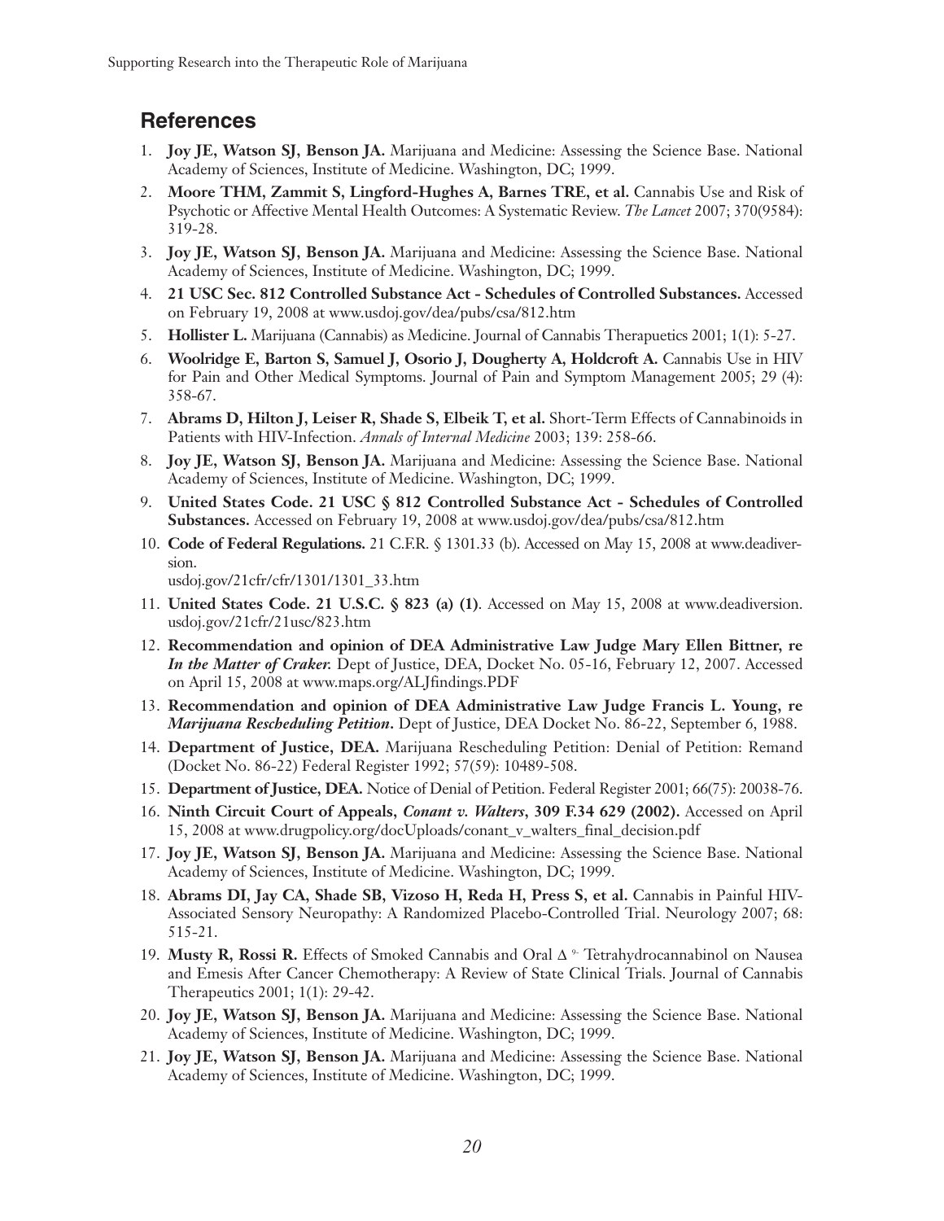## References

1. **Joy JE, Watson SJ, Benson JA.** Marijuana and Medicine: Assessing the Science Base. National Academy of Sciences, Institute of Medicine. Washington, DC; 1999.
2. **Moore THM, Zammit S, Lingford-Hughes A, Barnes TRE, et al.** Cannabis Use and Risk of Psychotic or Affective Mental Health Outcomes: A Systematic Review. *The Lancet* 2007; 370(9584): 319-28.
3. **Joy JE, Watson SJ, Benson JA.** Marijuana and Medicine: Assessing the Science Base. National Academy of Sciences, Institute of Medicine. Washington, DC; 1999.
4. **21 USC Sec. 812 Controlled Substance Act - Schedules of Controlled Substances.** Accessed on February 19, 2008 at www.usdoj.gov/dea/pubs/csa/812.htm
5. **Hollister L.** Marijuana (Cannabis) as Medicine. Journal of Cannabis Therapeutics 2001; 1(1): 5-27.
6. **Woolridge E, Barton S, Samuel J, Osorio J, Dougherty A, Holdcroft A.** Cannabis Use in HIV for Pain and Other Medical Symptoms. Journal of Pain and Symptom Management 2005; 29 (4): 358-67.
7. **Abrams D, Hilton J, Leiser R, Shade S, Elbeik T, et al.** Short-Term Effects of Cannabinoids in Patients with HIV-Infection. *Annals of Internal Medicine* 2003; 139: 258-66.
8. **Joy JE, Watson SJ, Benson JA.** Marijuana and Medicine: Assessing the Science Base. National Academy of Sciences, Institute of Medicine. Washington, DC; 1999.
9. **United States Code. 21 USC § 812 Controlled Substance Act - Schedules of Controlled Substances.** Accessed on February 19, 2008 at www.usdoj.gov/dea/pubs/csa/812.htm
10. **Code of Federal Regulations.** 21 C.F.R. § 1301.33 (b). Accessed on May 15, 2008 at www.deadiversion. usdoj.gov/21cfr/cfr/1301/1301_33.htm
11. **United States Code. 21 U.S.C. § 823 (a) (1)**. Accessed on May 15, 2008 at www.deadiversion. usdoj.gov/21cfr/21usc/823.htm
12. **Recommendation and opinion of DEA Administrative Law Judge Mary Ellen Bittner, re *In the Matter of Craker.*** Dept of Justice, DEA, Docket No. 05-16, February 12, 2007. Accessed on April 15, 2008 at www.maps.org/ALJfindings.PDF
13. **Recommendation and opinion of DEA Administrative Law Judge Francis L. Young, re *Marijuana Rescheduling Petition*.** Dept of Justice, DEA Docket No. 86-22, September 6, 1988.
14. **Department of Justice, DEA.** Marijuana Rescheduling Petition: Denial of Petition: Remand (Docket No. 86-22) Federal Register 1992; 57(59): 10489-508.
15. **Department of Justice, DEA.** Notice of Denial of Petition. Federal Register 2001; 66(75): 20038-76.
16. **Ninth Circuit Court of Appeals, *Conant v. Walters*, 309 F.34 629 (2002).** Accessed on April 15, 2008 at www.drugpolicy.org/docUploads/conant_v_walters_final_decision.pdf
17. **Joy JE, Watson SJ, Benson JA.** Marijuana and Medicine: Assessing the Science Base. National Academy of Sciences, Institute of Medicine. Washington, DC; 1999.
18. **Abrams DI, Jay CA, Shade SB, Vizoso H, Reda H, Press S, et al.** Cannabis in Painful HIV-Associated Sensory Neuropathy: A Randomized Placebo-Controlled Trial. Neurology 2007; 68: 515-21.
19. **Musty R, Rossi R.** Effects of Smoked Cannabis and Oral $\Delta^{9}$- Tetrahydrocannabinol on Nausea and Emesis After Cancer Chemotherapy: A Review of State Clinical Trials. Journal of Cannabis Therapeutics 2001; 1(1): 29-42.
20. **Joy JE, Watson SJ, Benson JA.** Marijuana and Medicine: Assessing the Science Base. National Academy of Sciences, Institute of Medicine. Washington, DC; 1999.
21. **Joy JE, Watson SJ, Benson JA.** Marijuana and Medicine: Assessing the Science Base. National Academy of Sciences, Institute of Medicine. Washington, DC; 1999.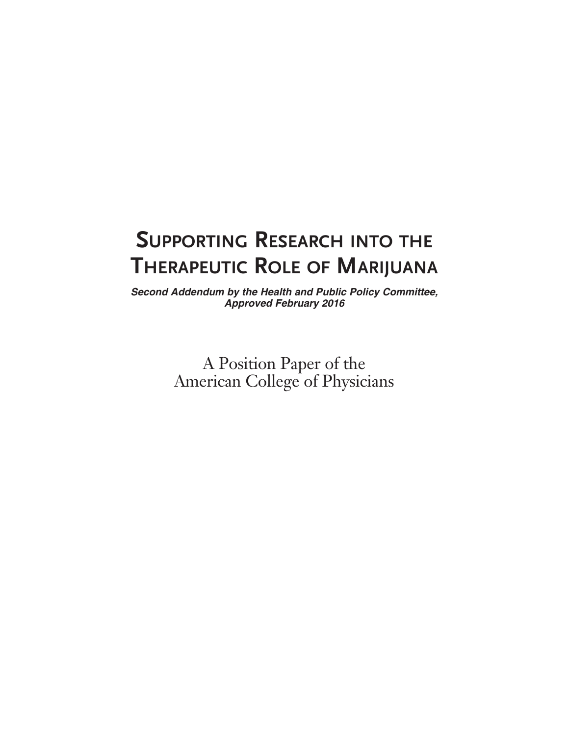# Supporting Research into the Therapeutic Role of Marijuana

***Second Addendum by the Health and Public Policy Committee, Approved February 2016***

A Position Paper of the American College of Physicians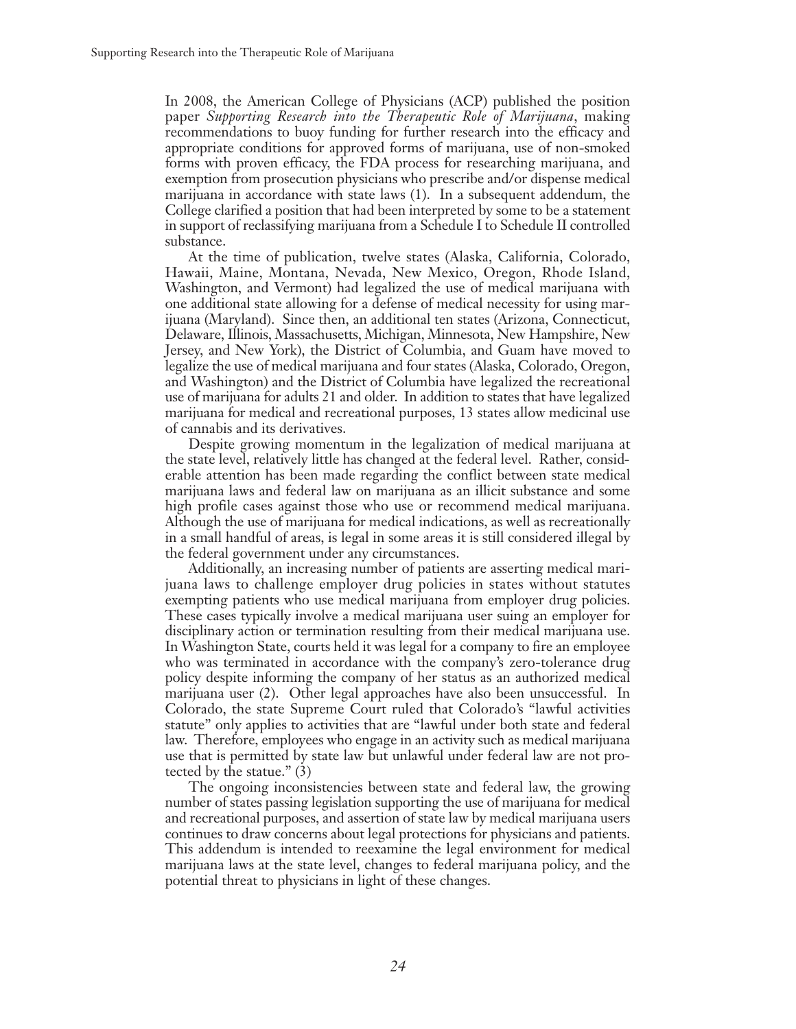In 2008, the American College of Physicians (ACP) published the position paper *Supporting Research into the Therapeutic Role of Marijuana*, making recommendations to buoy funding for further research into the efficacy and appropriate conditions for approved forms of marijuana, use of non-smoked forms with proven efficacy, the FDA process for researching marijuana, and exemption from prosecution physicians who prescribe and/or dispense medical marijuana in accordance with state laws (1). In a subsequent addendum, the College clarified a position that had been interpreted by some to be a statement in support of reclassifying marijuana from a Schedule I to Schedule II controlled substance.

At the time of publication, twelve states (Alaska, California, Colorado, Hawaii, Maine, Montana, Nevada, New Mexico, Oregon, Rhode Island, Washington, and Vermont) had legalized the use of medical marijuana with one additional state allowing for a defense of medical necessity for using marijuana (Maryland). Since then, an additional ten states (Arizona, Connecticut, Delaware, Illinois, Massachusetts, Michigan, Minnesota, New Hampshire, New Jersey, and New York), the District of Columbia, and Guam have moved to legalize the use of medical marijuana and four states (Alaska, Colorado, Oregon, and Washington) and the District of Columbia have legalized the recreational use of marijuana for adults 21 and older. In addition to states that have legalized marijuana for medical and recreational purposes, 13 states allow medicinal use of cannabis and its derivatives.

Despite growing momentum in the legalization of medical marijuana at the state level, relatively little has changed at the federal level. Rather, considerable attention has been made regarding the conflict between state medical marijuana laws and federal law on marijuana as an illicit substance and some high profile cases against those who use or recommend medical marijuana. Although the use of marijuana for medical indications, as well as recreationally in a small handful of areas, is legal in some areas it is still considered illegal by the federal government under any circumstances.

Additionally, an increasing number of patients are asserting medical marijuana laws to challenge employer drug policies in states without statutes exempting patients who use medical marijuana from employer drug policies. These cases typically involve a medical marijuana user suing an employer for disciplinary action or termination resulting from their medical marijuana use. In Washington State, courts held it was legal for a company to fire an employee who was terminated in accordance with the company's zero-tolerance drug policy despite informing the company of her status as an authorized medical marijuana user (2). Other legal approaches have also been unsuccessful. In Colorado, the state Supreme Court ruled that Colorado's "lawful activities statute" only applies to activities that are "lawful under both state and federal law. Therefore, employees who engage in an activity such as medical marijuana use that is permitted by state law but unlawful under federal law are not protected by the statue." (3)

The ongoing inconsistencies between state and federal law, the growing number of states passing legislation supporting the use of marijuana for medical and recreational purposes, and assertion of state law by medical marijuana users continues to draw concerns about legal protections for physicians and patients. This addendum is intended to reexamine the legal environment for medical marijuana laws at the state level, changes to federal marijuana policy, and the potential threat to physicians in light of these changes.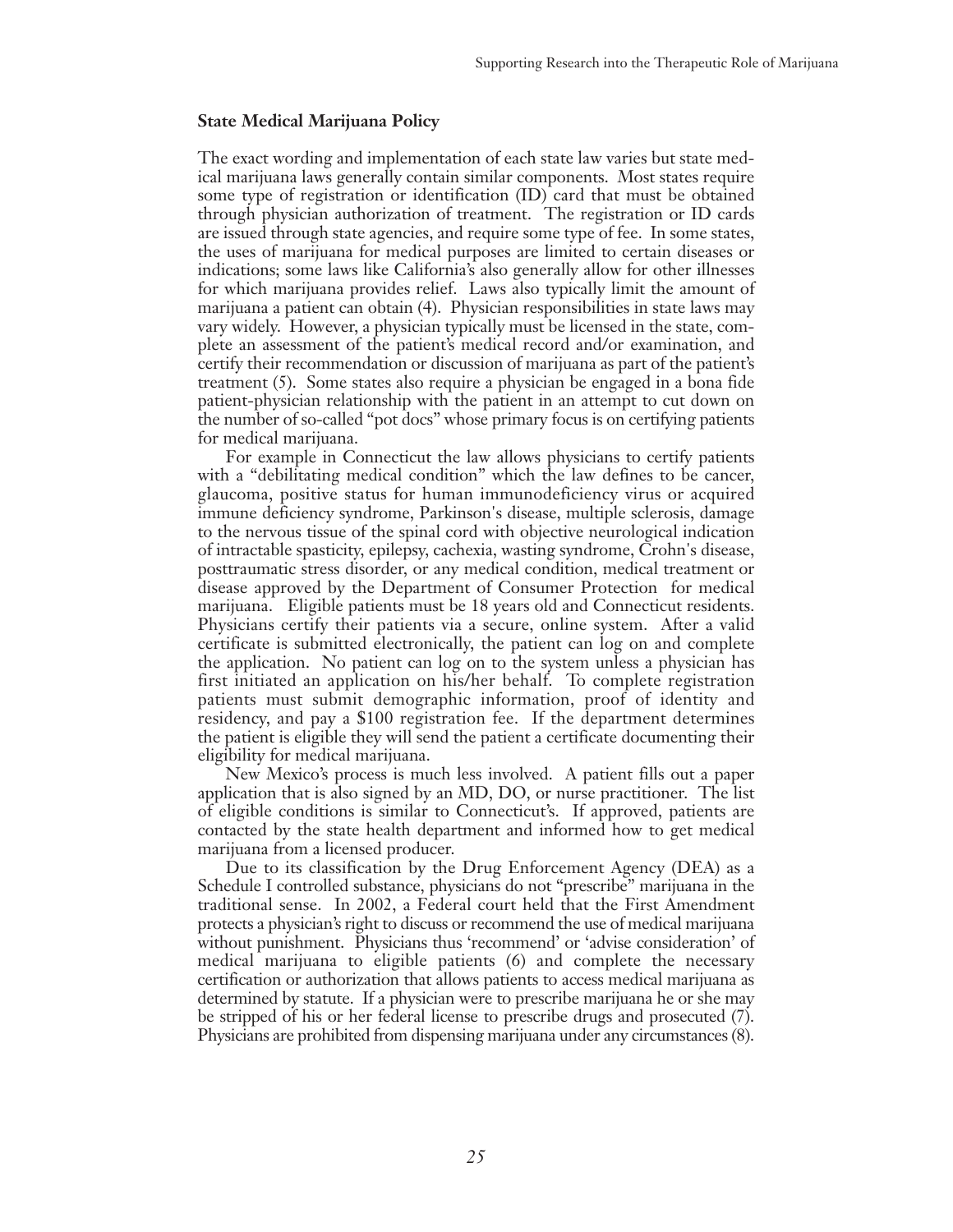### State Medical Marijuana Policy

The exact wording and implementation of each state law varies but state medical marijuana laws generally contain similar components. Most states require some type of registration or identification (ID) card that must be obtained through physician authorization of treatment. The registration or ID cards are issued through state agencies, and require some type of fee. In some states, the uses of marijuana for medical purposes are limited to certain diseases or indications; some laws like California's also generally allow for other illnesses for which marijuana provides relief. Laws also typically limit the amount of marijuana a patient can obtain (4). Physician responsibilities in state laws may vary widely. However, a physician typically must be licensed in the state, complete an assessment of the patient's medical record and/or examination, and certify their recommendation or discussion of marijuana as part of the patient's treatment (5). Some states also require a physician be engaged in a bona fide patient-physician relationship with the patient in an attempt to cut down on the number of so-called "pot docs" whose primary focus is on certifying patients for medical marijuana.

For example in Connecticut the law allows physicians to certify patients with a "debilitating medical condition" which the law defines to be cancer, glaucoma, positive status for human immunodeficiency virus or acquired immune deficiency syndrome, Parkinson's disease, multiple sclerosis, damage to the nervous tissue of the spinal cord with objective neurological indication of intractable spasticity, epilepsy, cachexia, wasting syndrome, Crohn's disease, posttraumatic stress disorder, or any medical condition, medical treatment or disease approved by the Department of Consumer Protection for medical marijuana. Eligible patients must be 18 years old and Connecticut residents. Physicians certify their patients via a secure, online system. After a valid certificate is submitted electronically, the patient can log on and complete the application. No patient can log on to the system unless a physician has first initiated an application on his/her behalf. To complete registration patients must submit demographic information, proof of identity and residency, and pay a $100 registration fee. If the department determines the patient is eligible they will send the patient a certificate documenting their eligibility for medical marijuana.

New Mexico's process is much less involved. A patient fills out a paper application that is also signed by an MD, DO, or nurse practitioner. The list of eligible conditions is similar to Connecticut's. If approved, patients are contacted by the state health department and informed how to get medical marijuana from a licensed producer.

Due to its classification by the Drug Enforcement Agency (DEA) as a Schedule I controlled substance, physicians do not "prescribe" marijuana in the traditional sense. In 2002, a Federal court held that the First Amendment protects a physician's right to discuss or recommend the use of medical marijuana without punishment. Physicians thus 'recommend' or 'advise consideration' of medical marijuana to eligible patients (6) and complete the necessary certification or authorization that allows patients to access medical marijuana as determined by statute. If a physician were to prescribe marijuana he or she may be stripped of his or her federal license to prescribe drugs and prosecuted (7). Physicians are prohibited from dispensing marijuana under any circumstances (8).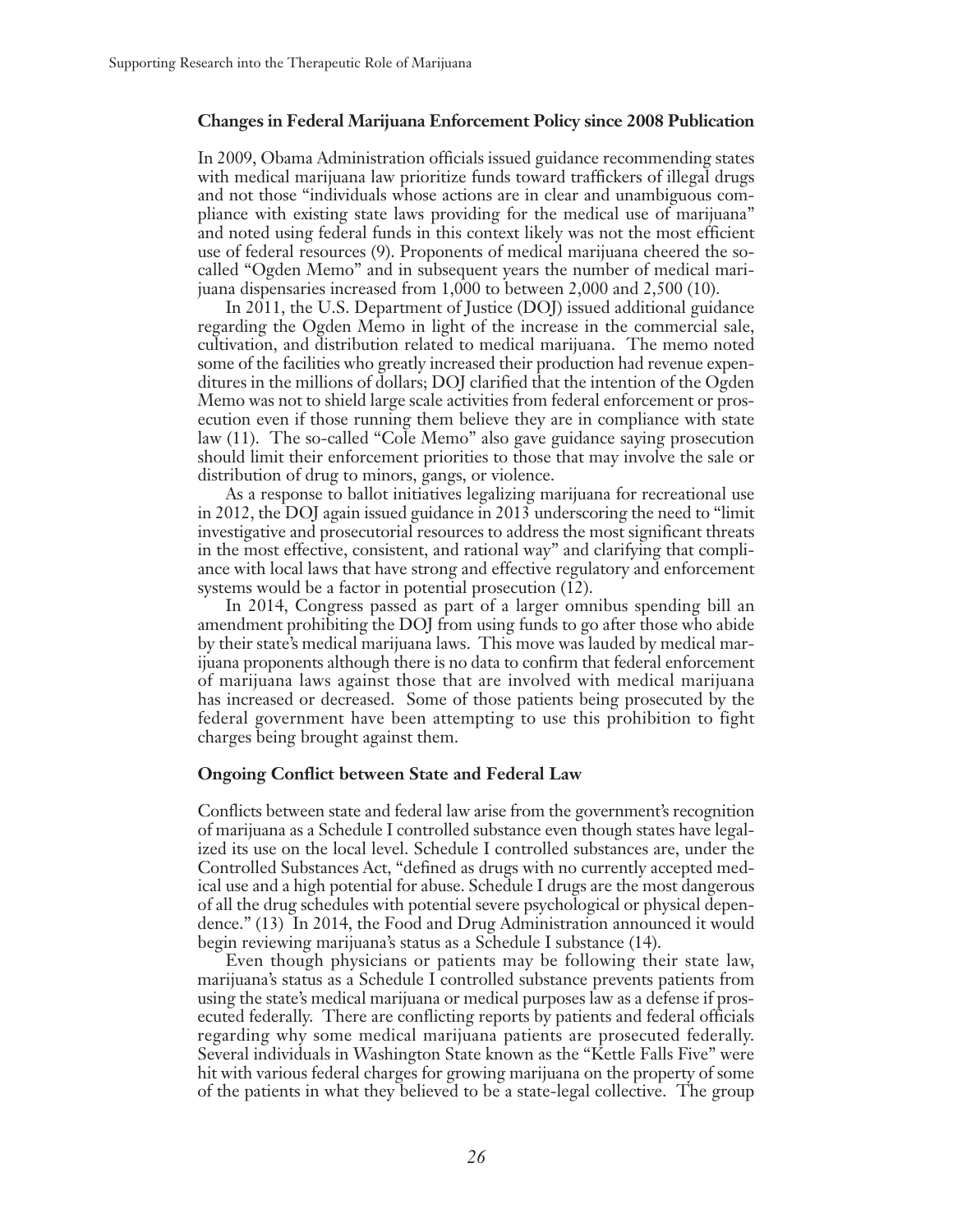### Changes in Federal Marijuana Enforcement Policy since 2008 Publication

In 2009, Obama Administration officials issued guidance recommending states with medical marijuana law prioritize funds toward traffickers of illegal drugs and not those "individuals whose actions are in clear and unambiguous compliance with existing state laws providing for the medical use of marijuana" and noted using federal funds in this context likely was not the most efficient use of federal resources (9). Proponents of medical marijuana cheered the so-called "Ogden Memo" and in subsequent years the number of medical marijuana dispensaries increased from 1,000 to between 2,000 and 2,500 (10).

In 2011, the U.S. Department of Justice (DOJ) issued additional guidance regarding the Ogden Memo in light of the increase in the commercial sale, cultivation, and distribution related to medical marijuana. The memo noted some of the facilities who greatly increased their production had revenue expenditures in the millions of dollars; DOJ clarified that the intention of the Ogden Memo was not to shield large scale activities from federal enforcement or prosecution even if those running them believe they are in compliance with state law (11). The so-called "Cole Memo" also gave guidance saying prosecution should limit their enforcement priorities to those that may involve the sale or distribution of drug to minors, gangs, or violence.

As a response to ballot initiatives legalizing marijuana for recreational use in 2012, the DOJ again issued guidance in 2013 underscoring the need to "limit investigative and prosecutorial resources to address the most significant threats in the most effective, consistent, and rational way" and clarifying that compliance with local laws that have strong and effective regulatory and enforcement systems would be a factor in potential prosecution (12).

In 2014, Congress passed as part of a larger omnibus spending bill an amendment prohibiting the DOJ from using funds to go after those who abide by their state's medical marijuana laws. This move was lauded by medical marijuana proponents although there is no data to confirm that federal enforcement of marijuana laws against those that are involved with medical marijuana has increased or decreased. Some of those patients being prosecuted by the federal government have been attempting to use this prohibition to fight charges being brought against them.

### Ongoing Conflict between State and Federal Law

Conflicts between state and federal law arise from the government's recognition of marijuana as a Schedule I controlled substance even though states have legalized its use on the local level. Schedule I controlled substances are, under the Controlled Substances Act, "defined as drugs with no currently accepted medical use and a high potential for abuse. Schedule I drugs are the most dangerous of all the drug schedules with potential severe psychological or physical dependence." (13) In 2014, the Food and Drug Administration announced it would begin reviewing marijuana's status as a Schedule I substance (14).

Even though physicians or patients may be following their state law, marijuana's status as a Schedule I controlled substance prevents patients from using the state's medical marijuana or medical purposes law as a defense if prosecuted federally. There are conflicting reports by patients and federal officials regarding why some medical marijuana patients are prosecuted federally. Several individuals in Washington State known as the "Kettle Falls Five" were hit with various federal charges for growing marijuana on the property of some of the patients in what they believed to be a state-legal collective. The group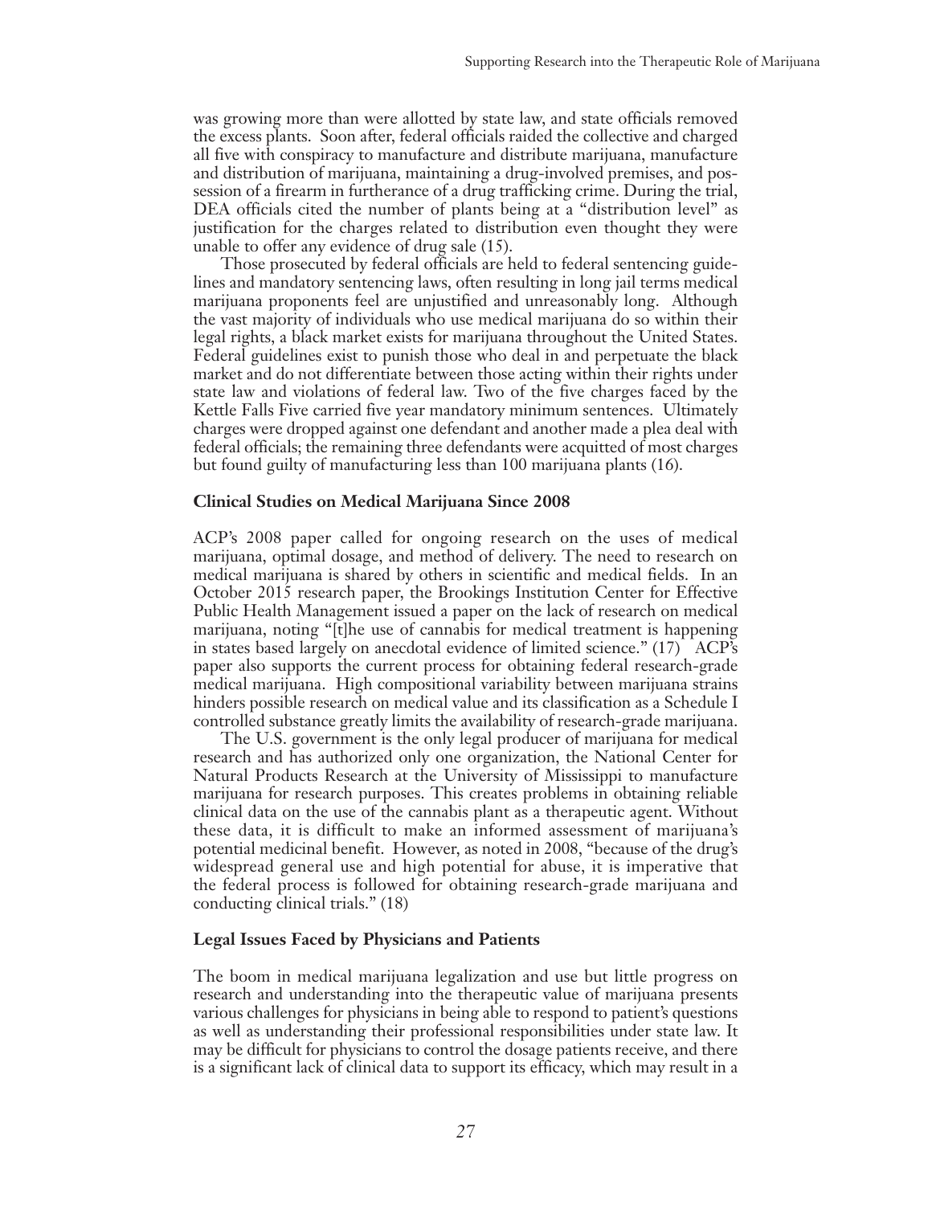was growing more than were allotted by state law, and state officials removed the excess plants. Soon after, federal officials raided the collective and charged all five with conspiracy to manufacture and distribute marijuana, manufacture and distribution of marijuana, maintaining a drug-involved premises, and possession of a firearm in furtherance of a drug trafficking crime. During the trial, DEA officials cited the number of plants being at a "distribution level" as justification for the charges related to distribution even thought they were unable to offer any evidence of drug sale (15).

Those prosecuted by federal officials are held to federal sentencing guidelines and mandatory sentencing laws, often resulting in long jail terms medical marijuana proponents feel are unjustified and unreasonably long. Although the vast majority of individuals who use medical marijuana do so within their legal rights, a black market exists for marijuana throughout the United States. Federal guidelines exist to punish those who deal in and perpetuate the black market and do not differentiate between those acting within their rights under state law and violations of federal law. Two of the five charges faced by the Kettle Falls Five carried five year mandatory minimum sentences. Ultimately charges were dropped against one defendant and another made a plea deal with federal officials; the remaining three defendants were acquitted of most charges but found guilty of manufacturing less than 100 marijuana plants (16).

### Clinical Studies on Medical Marijuana Since 2008

ACP's 2008 paper called for ongoing research on the uses of medical marijuana, optimal dosage, and method of delivery. The need to research on medical marijuana is shared by others in scientific and medical fields. In an October 2015 research paper, the Brookings Institution Center for Effective Public Health Management issued a paper on the lack of research on medical marijuana, noting "[t]he use of cannabis for medical treatment is happening in states based largely on anecdotal evidence of limited science." (17) ACP's paper also supports the current process for obtaining federal research-grade medical marijuana. High compositional variability between marijuana strains hinders possible research on medical value and its classification as a Schedule I controlled substance greatly limits the availability of research-grade marijuana.

The U.S. government is the only legal producer of marijuana for medical research and has authorized only one organization, the National Center for Natural Products Research at the University of Mississippi to manufacture marijuana for research purposes. This creates problems in obtaining reliable clinical data on the use of the cannabis plant as a therapeutic agent. Without these data, it is difficult to make an informed assessment of marijuana's potential medicinal benefit. However, as noted in 2008, "because of the drug's widespread general use and high potential for abuse, it is imperative that the federal process is followed for obtaining research-grade marijuana and conducting clinical trials." (18)

### Legal Issues Faced by Physicians and Patients

The boom in medical marijuana legalization and use but little progress on research and understanding into the therapeutic value of marijuana presents various challenges for physicians in being able to respond to patient's questions as well as understanding their professional responsibilities under state law. It may be difficult for physicians to control the dosage patients receive, and there is a significant lack of clinical data to support its efficacy, which may result in a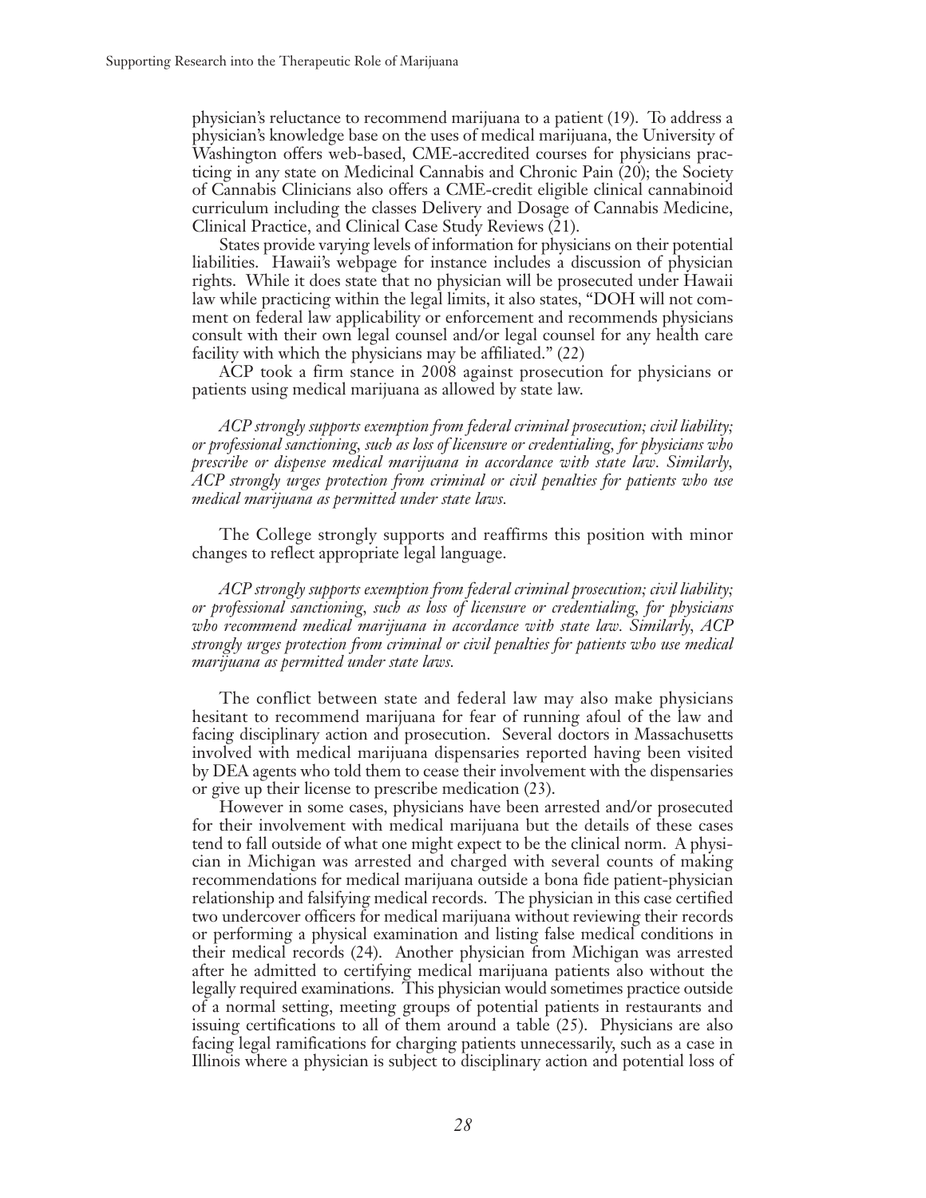physician's reluctance to recommend marijuana to a patient (19). To address a physician's knowledge base on the uses of medical marijuana, the University of Washington offers web-based, CME-accredited courses for physicians practicing in any state on Medicinal Cannabis and Chronic Pain (20); the Society of Cannabis Clinicians also offers a CME-credit eligible clinical cannabinoid curriculum including the classes Delivery and Dosage of Cannabis Medicine, Clinical Practice, and Clinical Case Study Reviews (21).

States provide varying levels of information for physicians on their potential liabilities. Hawaii's webpage for instance includes a discussion of physician rights. While it does state that no physician will be prosecuted under Hawaii law while practicing within the legal limits, it also states, "DOH will not comment on federal law applicability or enforcement and recommends physicians consult with their own legal counsel and/or legal counsel for any health care facility with which the physicians may be affiliated." (22)

ACP took a firm stance in 2008 against prosecution for physicians or patients using medical marijuana as allowed by state law.

*ACP strongly supports exemption from federal criminal prosecution; civil liability; or professional sanctioning, such as loss of licensure or credentialing, for physicians who prescribe or dispense medical marijuana in accordance with state law. Similarly, ACP strongly urges protection from criminal or civil penalties for patients who use medical marijuana as permitted under state laws.*

The College strongly supports and reaffirms this position with minor changes to reflect appropriate legal language.

*ACP strongly supports exemption from federal criminal prosecution; civil liability; or professional sanctioning, such as loss of licensure or credentialing, for physicians who recommend medical marijuana in accordance with state law. Similarly, ACP strongly urges protection from criminal or civil penalties for patients who use medical marijuana as permitted under state laws.*

The conflict between state and federal law may also make physicians hesitant to recommend marijuana for fear of running afoul of the law and facing disciplinary action and prosecution. Several doctors in Massachusetts involved with medical marijuana dispensaries reported having been visited by DEA agents who told them to cease their involvement with the dispensaries or give up their license to prescribe medication (23).

However in some cases, physicians have been arrested and/or prosecuted for their involvement with medical marijuana but the details of these cases tend to fall outside of what one might expect to be the clinical norm. A physician in Michigan was arrested and charged with several counts of making recommendations for medical marijuana outside a bona fide patient-physician relationship and falsifying medical records. The physician in this case certified two undercover officers for medical marijuana without reviewing their records or performing a physical examination and listing false medical conditions in their medical records (24). Another physician from Michigan was arrested after he admitted to certifying medical marijuana patients also without the legally required examinations. This physician would sometimes practice outside of a normal setting, meeting groups of potential patients in restaurants and issuing certifications to all of them around a table (25). Physicians are also facing legal ramifications for charging patients unnecessarily, such as a case in Illinois where a physician is subject to disciplinary action and potential loss of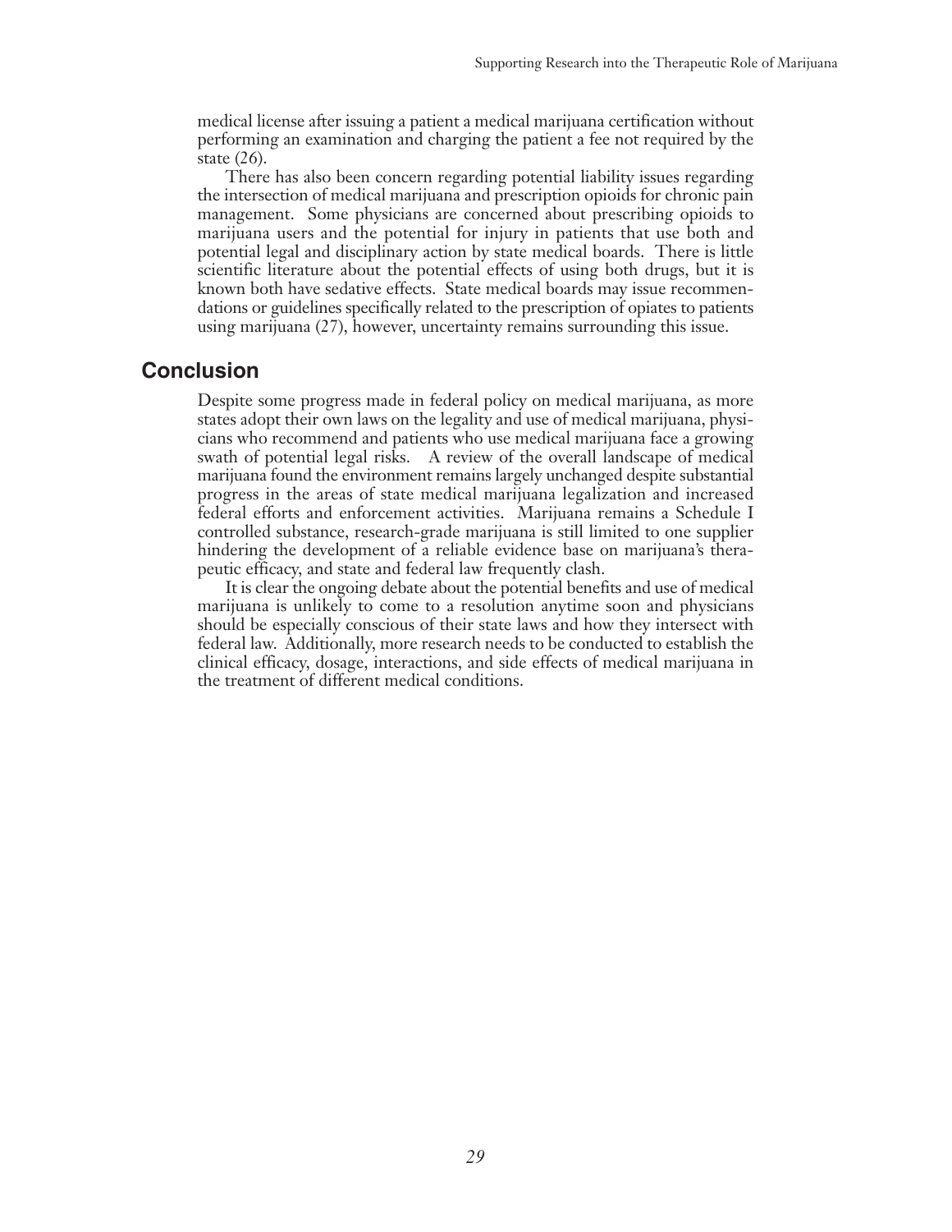medical license after issuing a patient a medical marijuana certification without performing an examination and charging the patient a fee not required by the state (26).

There has also been concern regarding potential liability issues regarding the intersection of medical marijuana and prescription opioids for chronic pain management. Some physicians are concerned about prescribing opioids to marijuana users and the potential for injury in patients that use both and potential legal and disciplinary action by state medical boards. There is little scientific literature about the potential effects of using both drugs, but it is known both have sedative effects. State medical boards may issue recommendations or guidelines specifically related to the prescription of opiates to patients using marijuana (27), however, uncertainty remains surrounding this issue.

## Conclusion

Despite some progress made in federal policy on medical marijuana, as more states adopt their own laws on the legality and use of medical marijuana, physicians who recommend and patients who use medical marijuana face a growing swath of potential legal risks. A review of the overall landscape of medical marijuana found the environment remains largely unchanged despite substantial progress in the areas of state medical marijuana legalization and increased federal efforts and enforcement activities. Marijuana remains a Schedule I controlled substance, research-grade marijuana is still limited to one supplier hindering the development of a reliable evidence base on marijuana's therapeutic efficacy, and state and federal law frequently clash.

It is clear the ongoing debate about the potential benefits and use of medical marijuana is unlikely to come to a resolution anytime soon and physicians should be especially conscious of their state laws and how they intersect with federal law. Additionally, more research needs to be conducted to establish the clinical efficacy, dosage, interactions, and side effects of medical marijuana in the treatment of different medical conditions.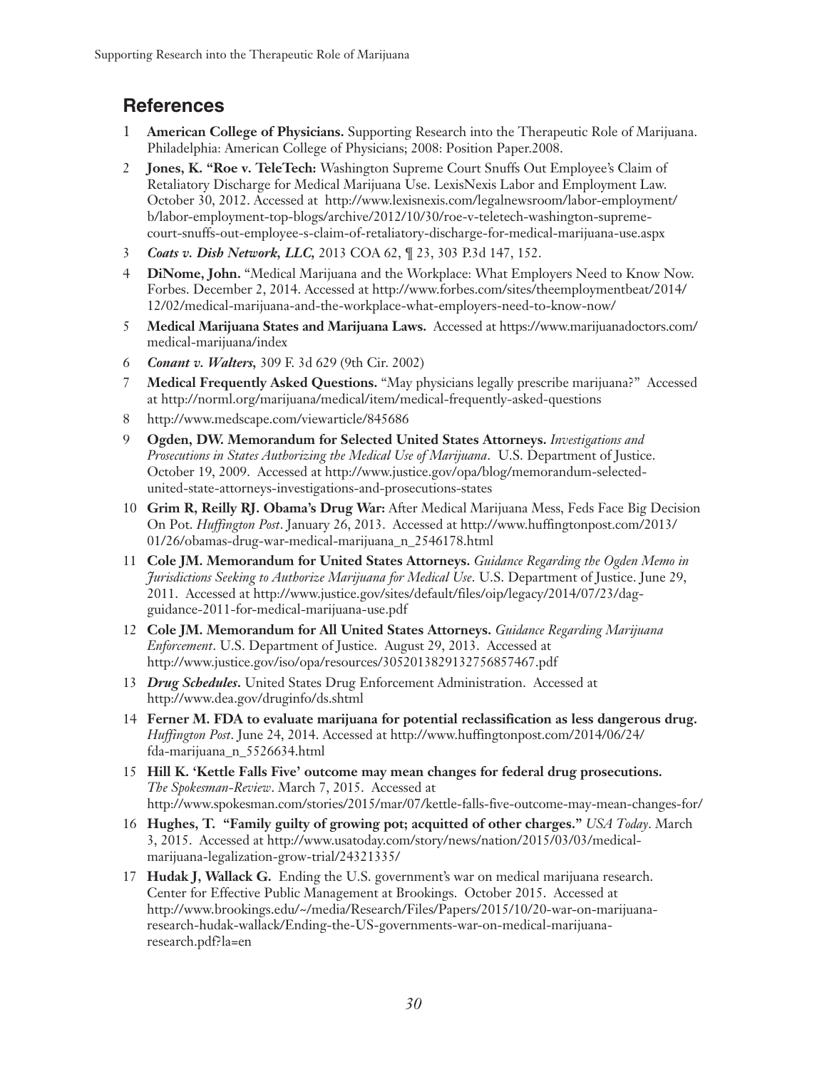## References

1. **American College of Physicians.** Supporting Research into the Therapeutic Role of Marijuana. Philadelphia: American College of Physicians; 2008: Position Paper.2008.
2. **Jones, K. "Roe v. TeleTech:** Washington Supreme Court Snuffs Out Employee's Claim of Retaliatory Discharge for Medical Marijuana Use. LexisNexis Labor and Employment Law. October 30, 2012. Accessed at http://www.lexisnexis.com/legalnewsroom/labor-employment/b/labor-employment-top-blogs/archive/2012/10/30/roe-v-teletech-washington-supreme-court-snuffs-out-employee-s-claim-of-retaliatory-discharge-for-medical-marijuana-use.aspx
3. ***Coats v. Dish Network, LLC,*** 2013 COA 62, ¶ 23, 303 P.3d 147, 152.
4. **DiNome, John.** "Medical Marijuana and the Workplace: What Employers Need to Know Now. Forbes. December 2, 2014. Accessed at http://www.forbes.com/sites/theemploymentbeat/2014/12/02/medical-marijuana-and-the-workplace-what-employers-need-to-know-now/
5. **Medical Marijuana States and Marijuana Laws.** Accessed at https://www.marijuanadoctors.com/medical-marijuana/index
6. ***Conant v. Walters,*** 309 F. 3d 629 (9th Cir. 2002)
7. **Medical Frequently Asked Questions.** "May physicians legally prescribe marijuana?" Accessed at http://norml.org/marijuana/medical/item/medical-frequently-asked-questions
8. http://www.medscape.com/viewarticle/845686
9. **Ogden, DW. Memorandum for Selected United States Attorneys.** *Investigations and Prosecutions in States Authorizing the Medical Use of Marijuana*. U.S. Department of Justice. October 19, 2009. Accessed at http://www.justice.gov/opa/blog/memorandum-selected-united-state-attorneys-investigations-and-prosecutions-states
10. **Grim R, Reilly RJ. Obama's Drug War:** After Medical Marijuana Mess, Feds Face Big Decision On Pot. *Huffington Post*. January 26, 2013. Accessed at http://www.huffingtonpost.com/2013/01/26/obamas-drug-war-medical-marijuana_n_2546178.html
11. **Cole JM. Memorandum for United States Attorneys.** *Guidance Regarding the Ogden Memo in Jurisdictions Seeking to Authorize Marijuana for Medical Use*. U.S. Department of Justice. June 29, 2011. Accessed at http://www.justice.gov/sites/default/files/oip/legacy/2014/07/23/dag-guidance-2011-for-medical-marijuana-use.pdf
12. **Cole JM. Memorandum for All United States Attorneys.** *Guidance Regarding Marijuana Enforcement*. U.S. Department of Justice. August 29, 2013. Accessed at http://www.justice.gov/iso/opa/resources/3052013829132756857467.pdf
13. ***Drug Schedules.*** United States Drug Enforcement Administration. Accessed at http://www.dea.gov/druginfo/ds.shtml
14. **Ferner M. FDA to evaluate marijuana for potential reclassification as less dangerous drug.** *Huffington Post*. June 24, 2014. Accessed at http://www.huffingtonpost.com/2014/06/24/fda-marijuana_n_5526634.html
15. **Hill K. 'Kettle Falls Five' outcome may mean changes for federal drug prosecutions.** *The Spokesman-Review*. March 7, 2015. Accessed at http://www.spokesman.com/stories/2015/mar/07/kettle-falls-five-outcome-may-mean-changes-for/
16. **Hughes, T. "Family guilty of growing pot; acquitted of other charges."** *USA Today*. March 3, 2015. Accessed at http://www.usatoday.com/story/news/nation/2015/03/03/medical-marijuana-legalization-grow-trial/24321335/
17. **Hudak J, Wallack G.** Ending the U.S. government's war on medical marijuana research. Center for Effective Public Management at Brookings. October 2015. Accessed at http://www.brookings.edu/~/media/Research/Files/Papers/2015/10/20-war-on-marijuana-research-hudak-wallack/Ending-the-US-governments-war-on-medical-marijuana-research.pdf?la=en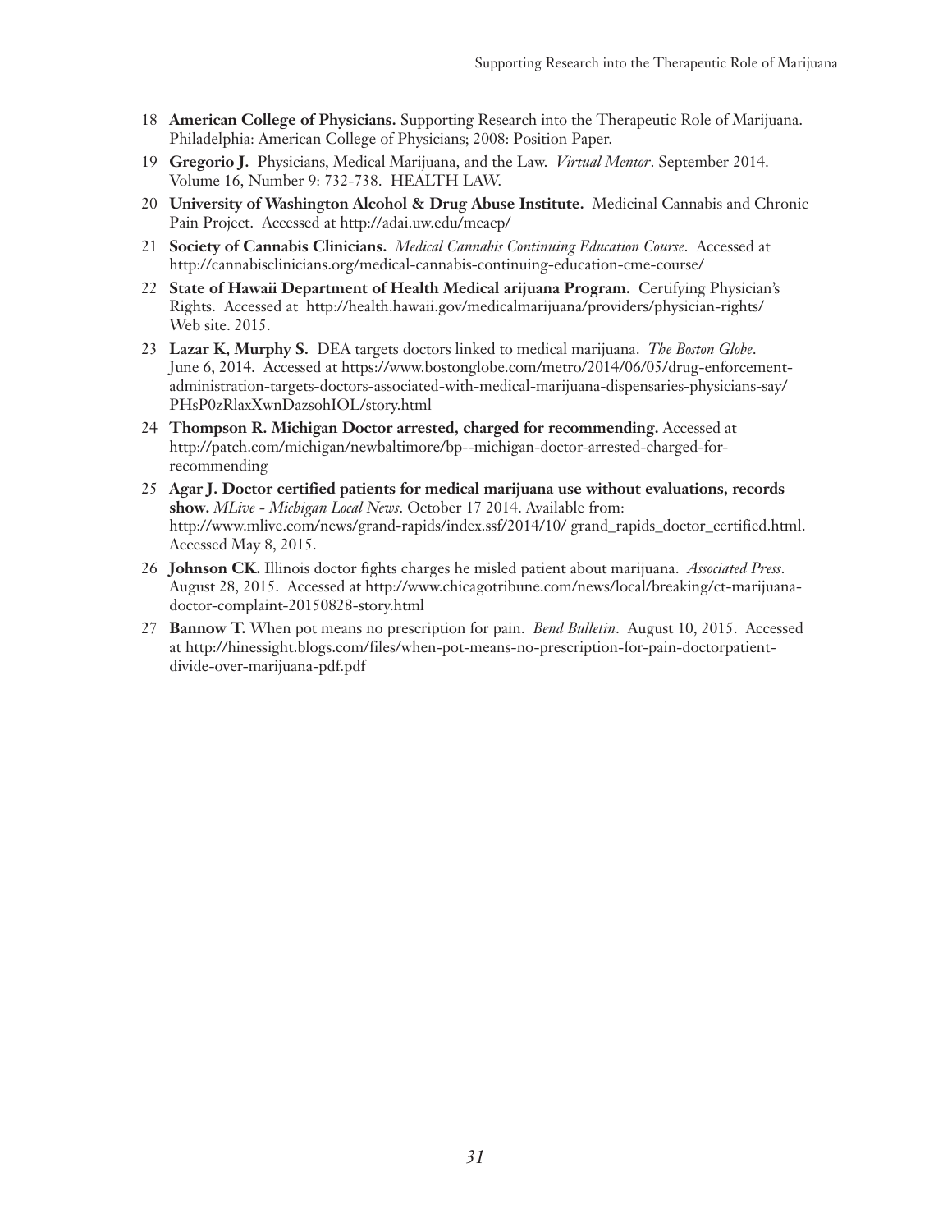18 **American College of Physicians.** Supporting Research into the Therapeutic Role of Marijuana. Philadelphia: American College of Physicians; 2008: Position Paper.

19 **Gregorio J.** Physicians, Medical Marijuana, and the Law. *Virtual Mentor*. September 2014. Volume 16, Number 9: 732-738. HEALTH LAW.

20 **University of Washington Alcohol & Drug Abuse Institute.** Medicinal Cannabis and Chronic Pain Project. Accessed at http://adai.uw.edu/mcacp/

21 **Society of Cannabis Clinicians.** *Medical Cannabis Continuing Education Course*. Accessed at http://cannabisclinicians.org/medical-cannabis-continuing-education-cme-course/

22 **State of Hawaii Department of Health Medical arijuana Program.** Certifying Physician's Rights. Accessed at http://health.hawaii.gov/medicalmarijuana/providers/physician-rights/ Web site. 2015.

23 **Lazar K, Murphy S.** DEA targets doctors linked to medical marijuana. *The Boston Globe*. June 6, 2014. Accessed at https://www.bostonglobe.com/metro/2014/06/05/drug-enforcement-administration-targets-doctors-associated-with-medical-marijuana-dispensaries-physicians-say/PHsP0zRlaxXwnDazsohIOL/story.html

24 **Thompson R. Michigan Doctor arrested, charged for recommending.** Accessed at http://patch.com/michigan/newbaltimore/bp--michigan-doctor-arrested-charged-for-recommending

25 **Agar J. Doctor certified patients for medical marijuana use without evaluations, records show.** *MLive - Michigan Local News*. October 17 2014. Available from: http://www.mlive.com/news/grand-rapids/index.ssf/2014/10/ grand_rapids_doctor_certified.html. Accessed May 8, 2015.

26 **Johnson CK.** Illinois doctor fights charges he misled patient about marijuana. *Associated Press*. August 28, 2015. Accessed at http://www.chicagotribune.com/news/local/breaking/ct-marijuana-doctor-complaint-20150828-story.html

27 **Bannow T.** When pot means no prescription for pain. *Bend Bulletin*. August 10, 2015. Accessed at http://hinessight.blogs.com/files/when-pot-means-no-prescription-for-pain-doctorpatient-divide-over-marijuana-pdf.pdf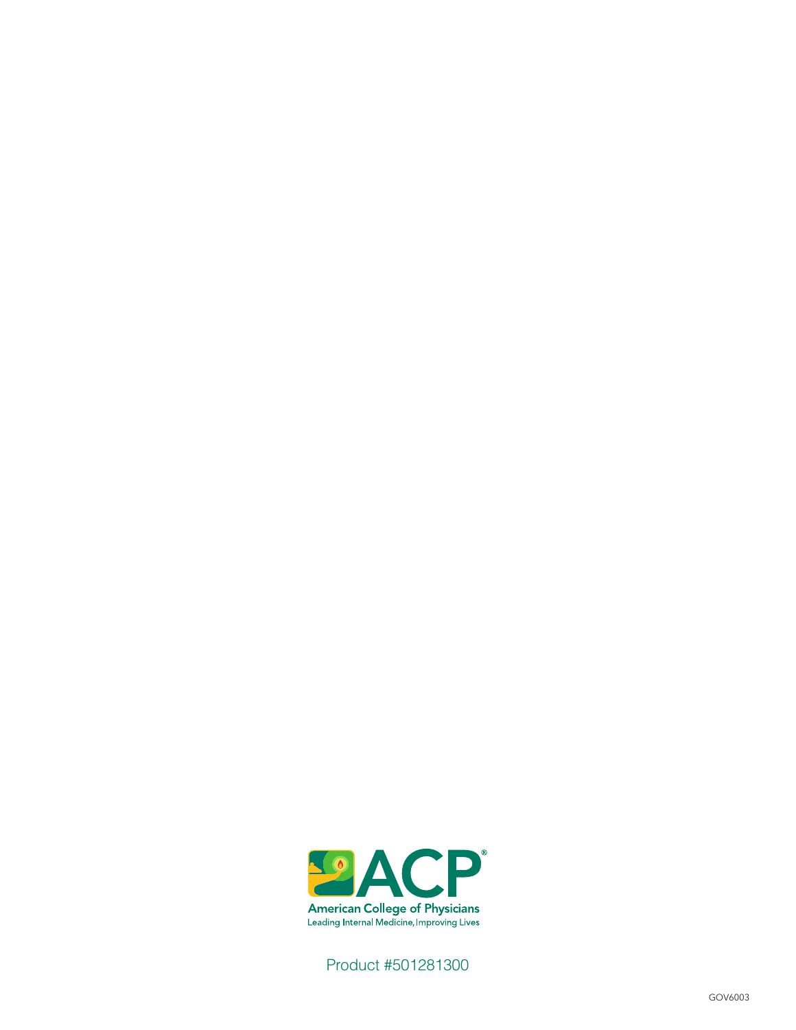ACP®

American College of Physicians

Leading Internal Medicine, Improving Lives

Product #501281300

GOV6003